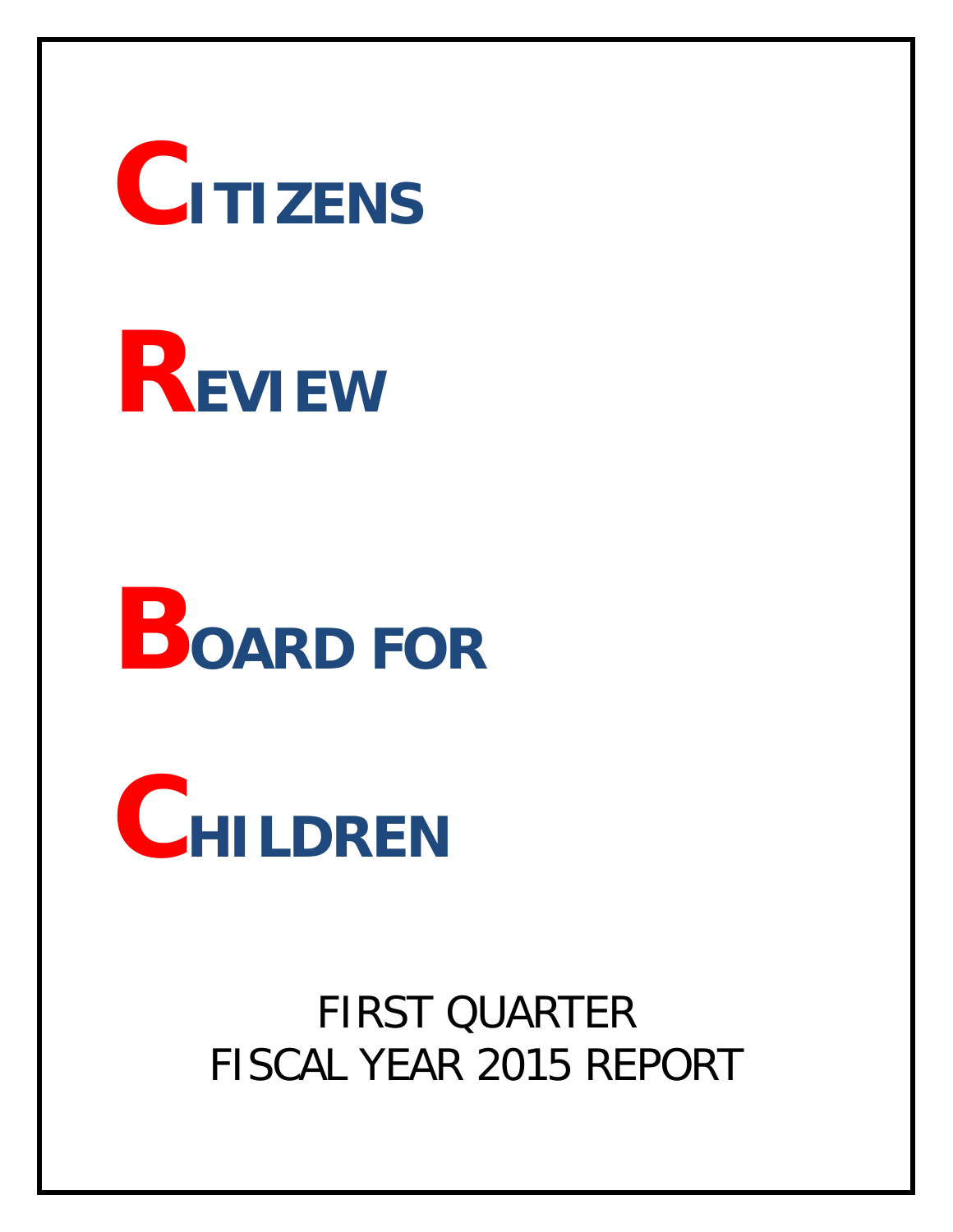# CITIZENS

# REVIEW

# BOARD FOR

# CHILDREN

FIRST QUARTER

FISCAL YEAR 2015 REPORT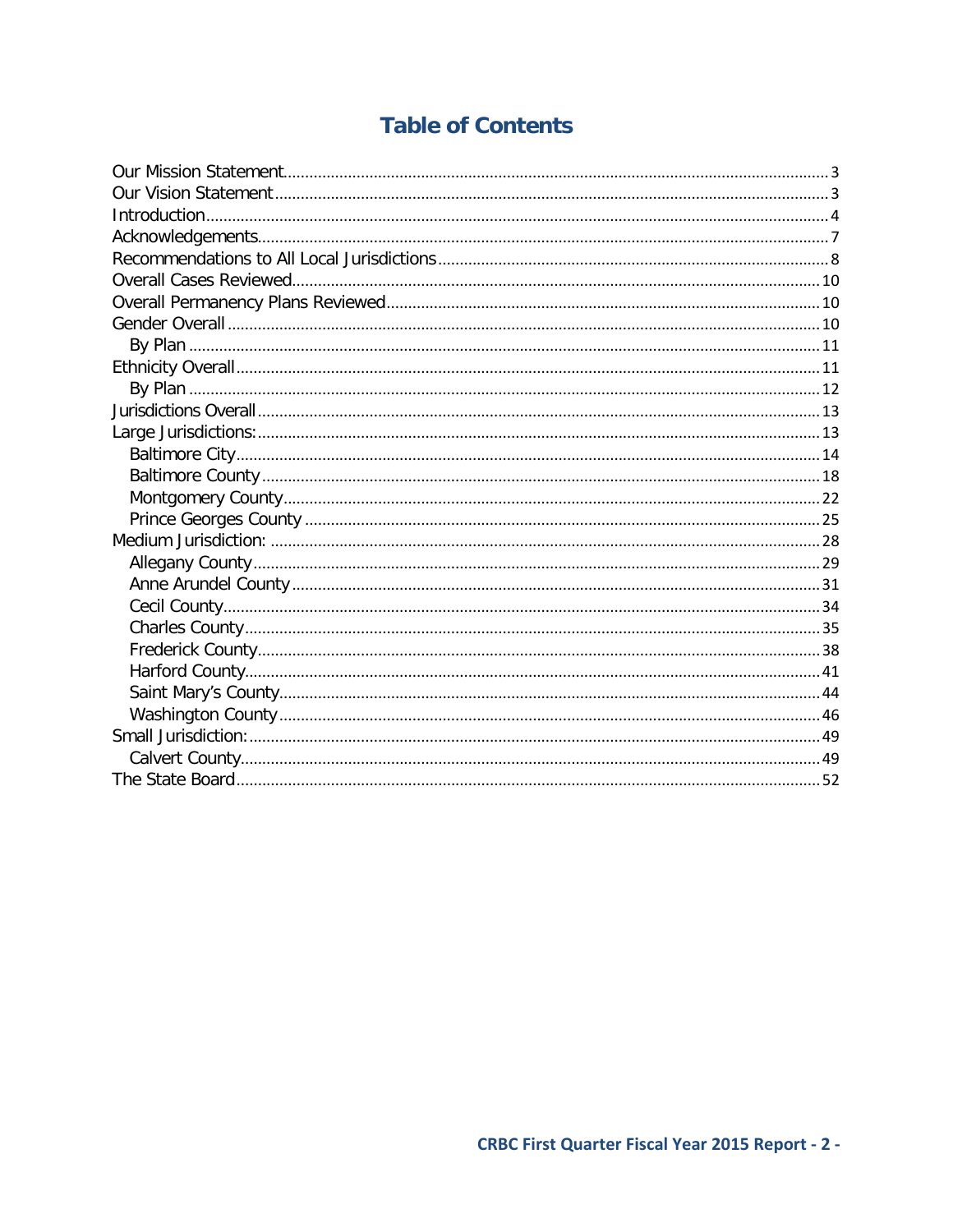# Table of Contents

- Our Mission Statement ........ 3
- Our Vision Statement ........ 3
- Introduction ........ 4
- Acknowledgements ........ 7
- Recommendations to All Local Jurisdictions ........ 8
- Overall Cases Reviewed ........ 10
- Overall Permanency Plans Reviewed ........ 10
- Gender Overall ........ 10
  - By Plan ........ 11
- Ethnicity Overall ........ 11
  - By Plan ........ 12
- Jurisdictions Overall ........ 13
- Large Jurisdictions: ........ 13
  - Baltimore City ........ 14
  - Baltimore County ........ 18
  - Montgomery County ........ 22
  - Prince Georges County ........ 25
- Medium Jurisdiction: ........ 28
  - Allegany County ........ 29
  - Anne Arundel County ........ 31
  - Cecil County ........ 34
  - Charles County ........ 35
  - Frederick County ........ 38
  - Harford County ........ 41
  - Saint Mary's County ........ 44
  - Washington County ........ 46
- Small Jurisdiction: ........ 49
  - Calvert County ........ 49
- The State Board ........ 52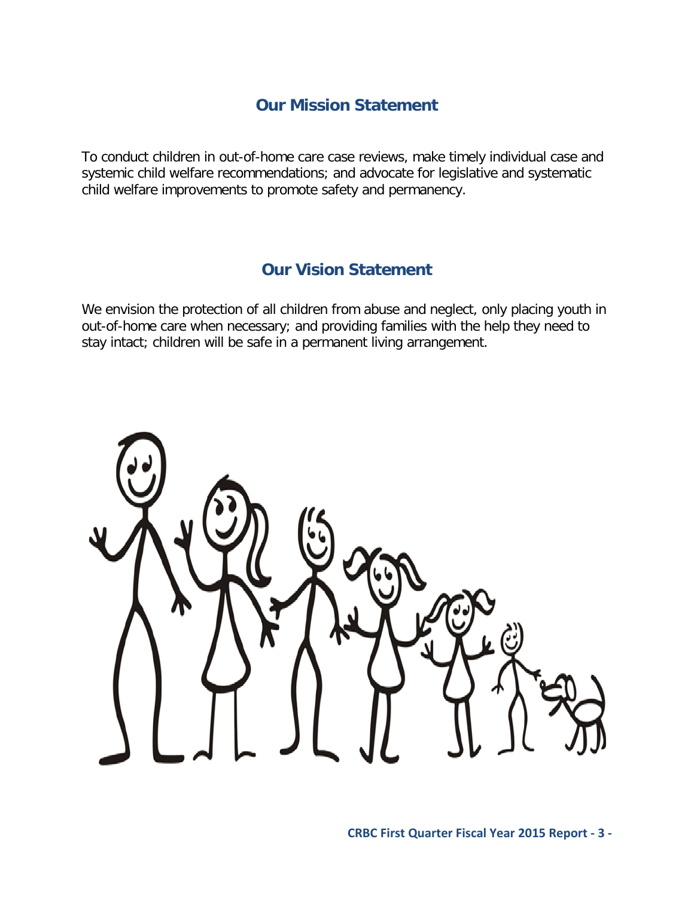## Our Mission Statement

To conduct children in out-of-home care case reviews, make timely individual case and systemic child welfare recommendations; and advocate for legislative and systematic child welfare improvements to promote safety and permanency.

## Our Vision Statement

We envision the protection of all children from abuse and neglect, only placing youth in out-of-home care when necessary; and providing families with the help they need to stay intact; children will be safe in a permanent living arrangement.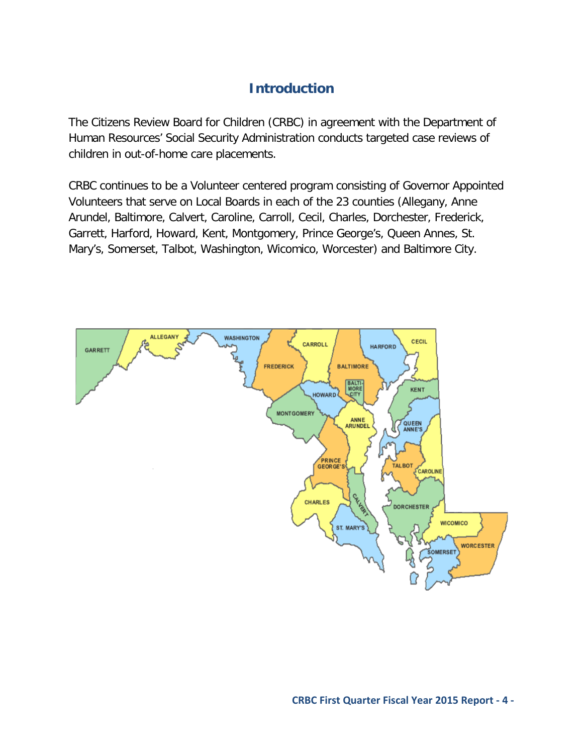# Introduction

The Citizens Review Board for Children (CRBC) in agreement with the Department of Human Resources' Social Security Administration conducts targeted case reviews of children in out-of-home care placements.

CRBC continues to be a Volunteer centered program consisting of Governor Appointed Volunteers that serve on Local Boards in each of the 23 counties (Allegany, Anne Arundel, Baltimore, Calvert, Caroline, Carroll, Cecil, Charles, Dorchester, Frederick, Garrett, Harford, Howard, Kent, Montgomery, Prince George's, Queen Annes, St. Mary's, Somerset, Talbot, Washington, Wicomico, Worcester) and Baltimore City.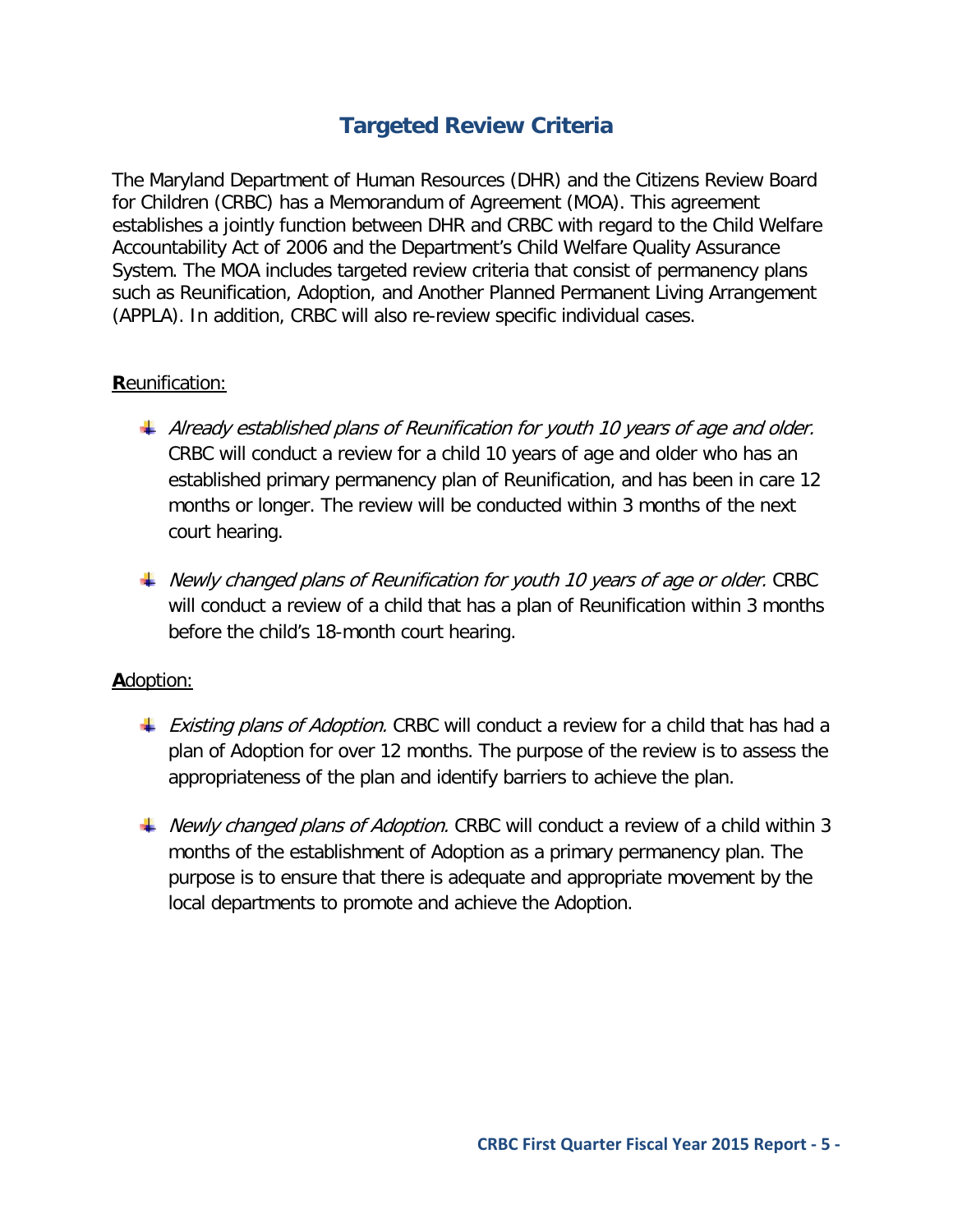## Targeted Review Criteria

The Maryland Department of Human Resources (DHR) and the Citizens Review Board for Children (CRBC) has a Memorandum of Agreement (MOA). This agreement establishes a jointly function between DHR and CRBC with regard to the Child Welfare Accountability Act of 2006 and the Department's Child Welfare Quality Assurance System. The MOA includes targeted review criteria that consist of permanency plans such as Reunification, Adoption, and Another Planned Permanent Living Arrangement (APPLA). In addition, CRBC will also re-review specific individual cases.

**R**eunification:

- *Already established plans of Reunification for youth 10 years of age and older.* CRBC will conduct a review for a child 10 years of age and older who has an established primary permanency plan of Reunification, and has been in care 12 months or longer. The review will be conducted within 3 months of the next court hearing.
- *Newly changed plans of Reunification for youth 10 years of age or older.* CRBC will conduct a review of a child that has a plan of Reunification within 3 months before the child's 18-month court hearing.

**A**doption:

- *Existing plans of Adoption.* CRBC will conduct a review for a child that has had a plan of Adoption for over 12 months. The purpose of the review is to assess the appropriateness of the plan and identify barriers to achieve the plan.
- *Newly changed plans of Adoption.* CRBC will conduct a review of a child within 3 months of the establishment of Adoption as a primary permanency plan. The purpose is to ensure that there is adequate and appropriate movement by the local departments to promote and achieve the Adoption.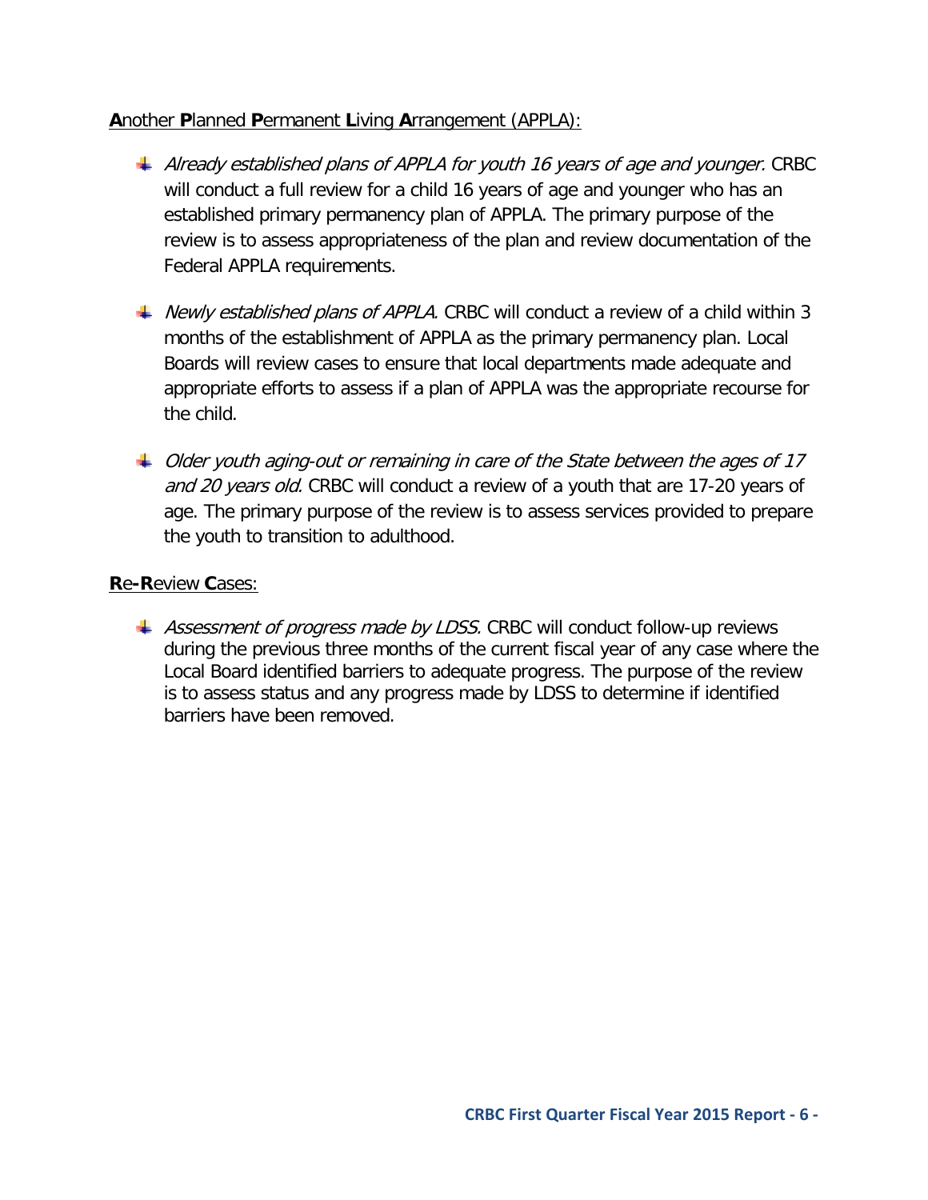**A**nother **P**lanned **P**ermanent **L**iving **A**rrangement (APPLA):

- *Already established plans of APPLA for youth 16 years of age and younger.* CRBC will conduct a full review for a child 16 years of age and younger who has an established primary permanency plan of APPLA. The primary purpose of the review is to assess appropriateness of the plan and review documentation of the Federal APPLA requirements.

- *Newly established plans of APPLA.* CRBC will conduct a review of a child within 3 months of the establishment of APPLA as the primary permanency plan. Local Boards will review cases to ensure that local departments made adequate and appropriate efforts to assess if a plan of APPLA was the appropriate recourse for the child.

- *Older youth aging-out or remaining in care of the State between the ages of 17 and 20 years old.* CRBC will conduct a review of a youth that are 17-20 years of age. The primary purpose of the review is to assess services provided to prepare the youth to transition to adulthood.

**R**e-**R**eview **C**ases:

- *Assessment of progress made by LDSS.* CRBC will conduct follow-up reviews during the previous three months of the current fiscal year of any case where the Local Board identified barriers to adequate progress. The purpose of the review is to assess status and any progress made by LDSS to determine if identified barriers have been removed.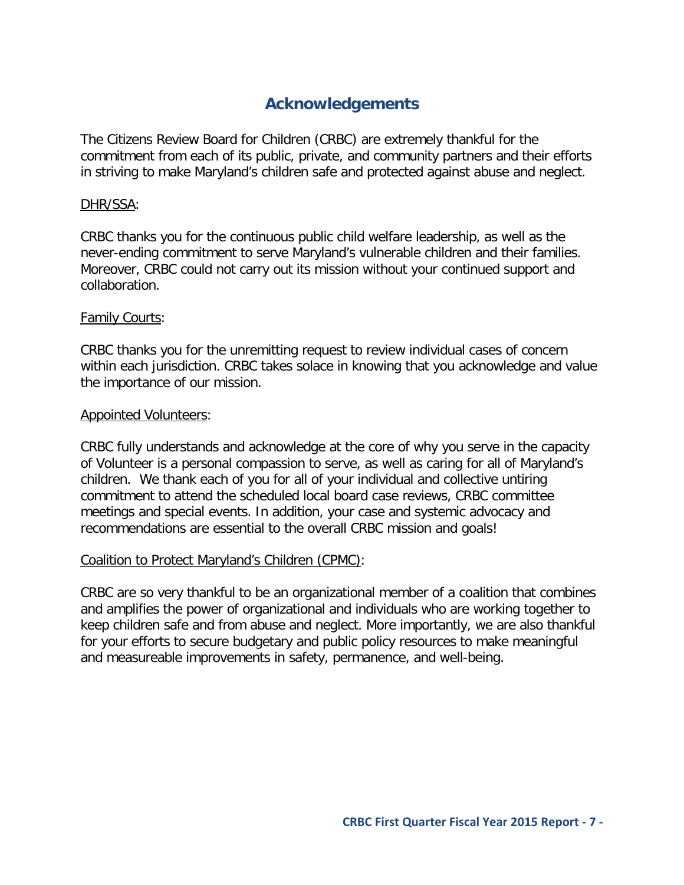# Acknowledgements

The Citizens Review Board for Children (CRBC) are extremely thankful for the commitment from each of its public, private, and community partners and their efforts in striving to make Maryland's children safe and protected against abuse and neglect.

<u>DHR/SSA</u>:

CRBC thanks you for the continuous public child welfare leadership, as well as the never-ending commitment to serve Maryland's vulnerable children and their families. Moreover, CRBC could not carry out its mission without your continued support and collaboration.

<u>Family Courts</u>:

CRBC thanks you for the unremitting request to review individual cases of concern within each jurisdiction. CRBC takes solace in knowing that you acknowledge and value the importance of our mission.

<u>Appointed Volunteers</u>:

CRBC fully understands and acknowledge at the core of why you serve in the capacity of Volunteer is a personal compassion to serve, as well as caring for all of Maryland's children. We thank each of you for all of your individual and collective untiring commitment to attend the scheduled local board case reviews, CRBC committee meetings and special events. In addition, your case and systemic advocacy and recommendations are essential to the overall CRBC mission and goals!

<u>Coalition to Protect Maryland's Children (CPMC)</u>:

CRBC are so very thankful to be an organizational member of a coalition that combines and amplifies the power of organizational and individuals who are working together to keep children safe and from abuse and neglect. More importantly, we are also thankful for your efforts to secure budgetary and public policy resources to make meaningful and measureable improvements in safety, permanence, and well-being.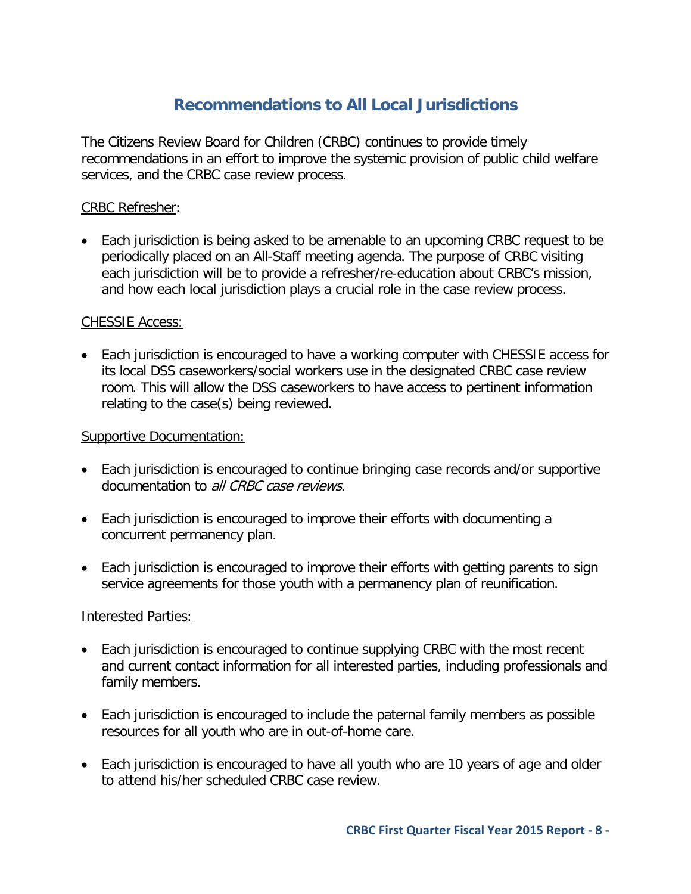## Recommendations to All Local Jurisdictions

The Citizens Review Board for Children (CRBC) continues to provide timely recommendations in an effort to improve the systemic provision of public child welfare services, and the CRBC case review process.

CRBC Refresher:

- Each jurisdiction is being asked to be amenable to an upcoming CRBC request to be periodically placed on an All-Staff meeting agenda. The purpose of CRBC visiting each jurisdiction will be to provide a refresher/re-education about CRBC's mission, and how each local jurisdiction plays a crucial role in the case review process.

CHESSIE Access:

- Each jurisdiction is encouraged to have a working computer with CHESSIE access for its local DSS caseworkers/social workers use in the designated CRBC case review room. This will allow the DSS caseworkers to have access to pertinent information relating to the case(s) being reviewed.

Supportive Documentation:

- Each jurisdiction is encouraged to continue bringing case records and/or supportive documentation to *all CRBC case reviews*.
- Each jurisdiction is encouraged to improve their efforts with documenting a concurrent permanency plan.
- Each jurisdiction is encouraged to improve their efforts with getting parents to sign service agreements for those youth with a permanency plan of reunification.

Interested Parties:

- Each jurisdiction is encouraged to continue supplying CRBC with the most recent and current contact information for all interested parties, including professionals and family members.
- Each jurisdiction is encouraged to include the paternal family members as possible resources for all youth who are in out-of-home care.
- Each jurisdiction is encouraged to have all youth who are 10 years of age and older to attend his/her scheduled CRBC case review.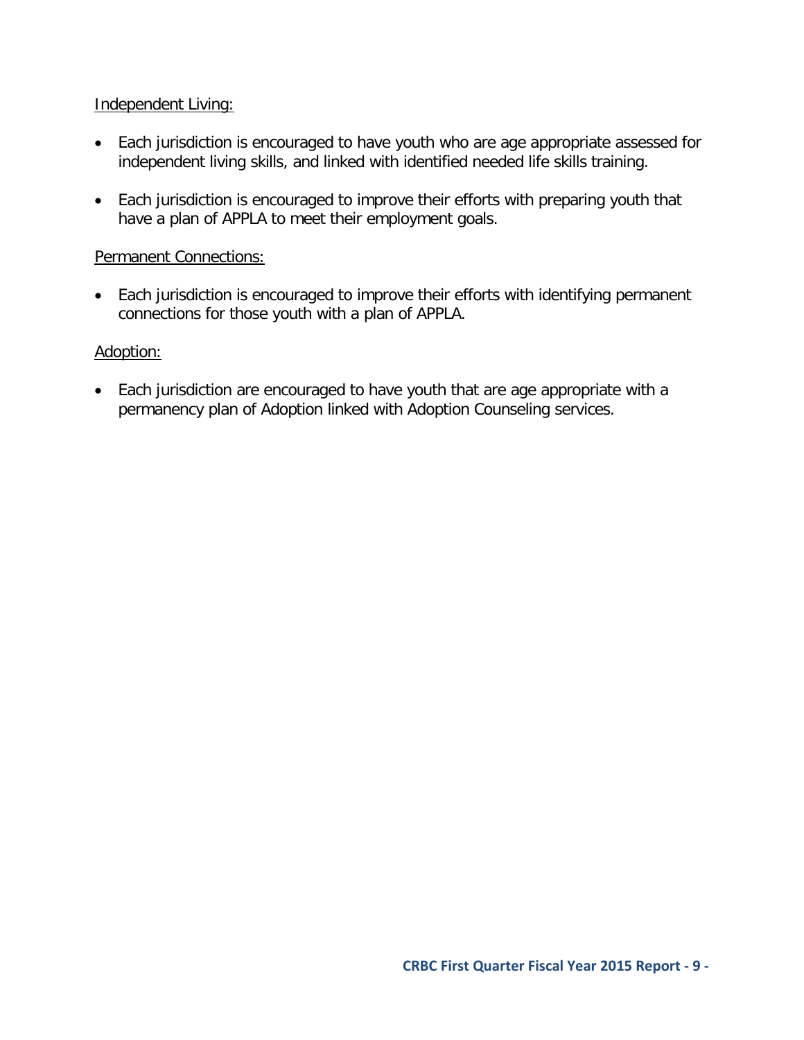Independent Living:

- Each jurisdiction is encouraged to have youth who are age appropriate assessed for independent living skills, and linked with identified needed life skills training.
- Each jurisdiction is encouraged to improve their efforts with preparing youth that have a plan of APPLA to meet their employment goals.

Permanent Connections:

- Each jurisdiction is encouraged to improve their efforts with identifying permanent connections for those youth with a plan of APPLA.

Adoption:

- Each jurisdiction are encouraged to have youth that are age appropriate with a permanency plan of Adoption linked with Adoption Counseling services.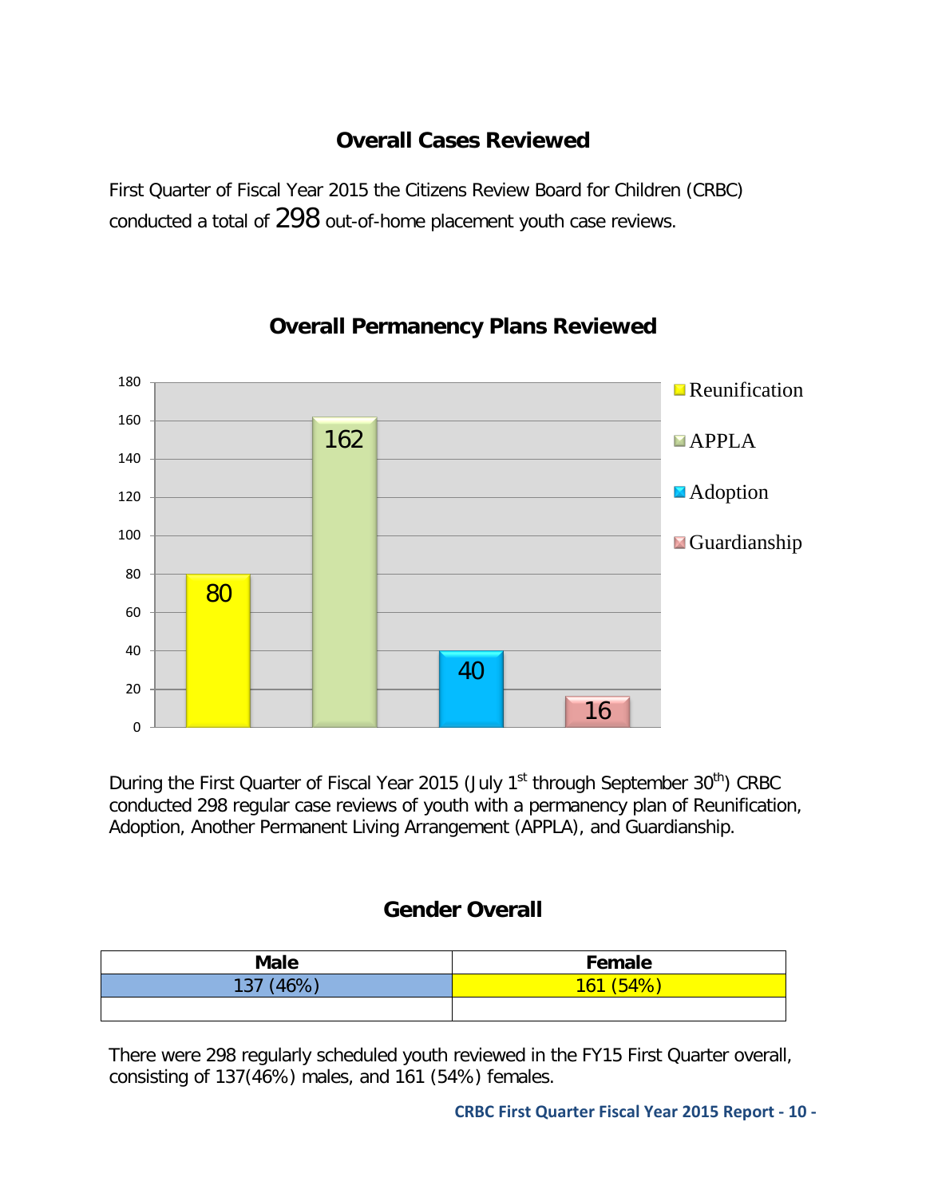## Overall Cases Reviewed

First Quarter of Fiscal Year 2015 the Citizens Review Board for Children (CRBC) conducted a total of 298 out-of-home placement youth case reviews.

### Overall Permanency Plans Reviewed

| Permanency Plan | Count |
|---|---|
| Reunification | 80 |
| APPLA | 162 |
| Adoption | 40 |
| Guardianship | 16 |

During the First Quarter of Fiscal Year 2015 (July 1st through September 30th) CRBC conducted 298 regular case reviews of youth with a permanency plan of Reunification, Adoption, Another Permanent Living Arrangement (APPLA), and Guardianship.

## Gender Overall

| Male | Female |
|---|---|
| 137 (46%) | 161 (54%) |
| | |

There were 298 regularly scheduled youth reviewed in the FY15 First Quarter overall, consisting of 137(46%) males, and 161 (54%) females.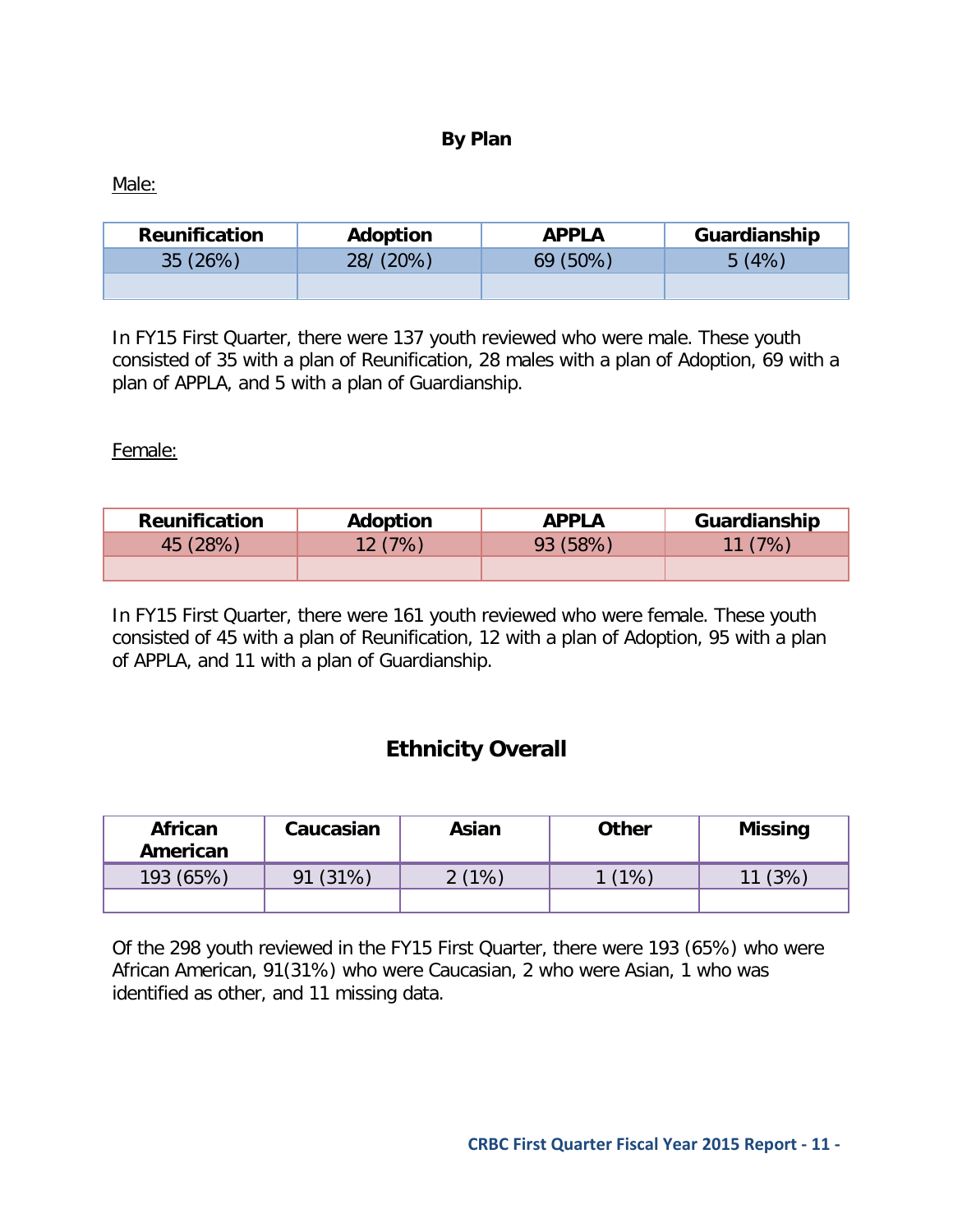## By Plan

Male:

| Reunification | Adoption | APPLA | Guardianship |
|---|---|---|---|
| 35 (26%) | 28/ (20%) | 69 (50%) | 5 (4%) |
| | | | |

In FY15 First Quarter, there were 137 youth reviewed who were male. These youth consisted of 35 with a plan of Reunification, 28 males with a plan of Adoption, 69 with a plan of APPLA, and 5 with a plan of Guardianship.

Female:

| Reunification | Adoption | APPLA | Guardianship |
|---|---|---|---|
| 45 (28%) | 12 (7%) | 93 (58%) | 11 (7%) |
| | | | |

In FY15 First Quarter, there were 161 youth reviewed who were female. These youth consisted of 45 with a plan of Reunification, 12 with a plan of Adoption, 95 with a plan of APPLA, and 11 with a plan of Guardianship.

## Ethnicity Overall

| African American | Caucasian | Asian | Other | Missing |
|---|---|---|---|---|
| 193 (65%) | 91 (31%) | 2 (1%) | 1 (1%) | 11 (3%) |
| | | | | |

Of the 298 youth reviewed in the FY15 First Quarter, there were 193 (65%) who were African American, 91(31%) who were Caucasian, 2 who were Asian, 1 who was identified as other, and 11 missing data.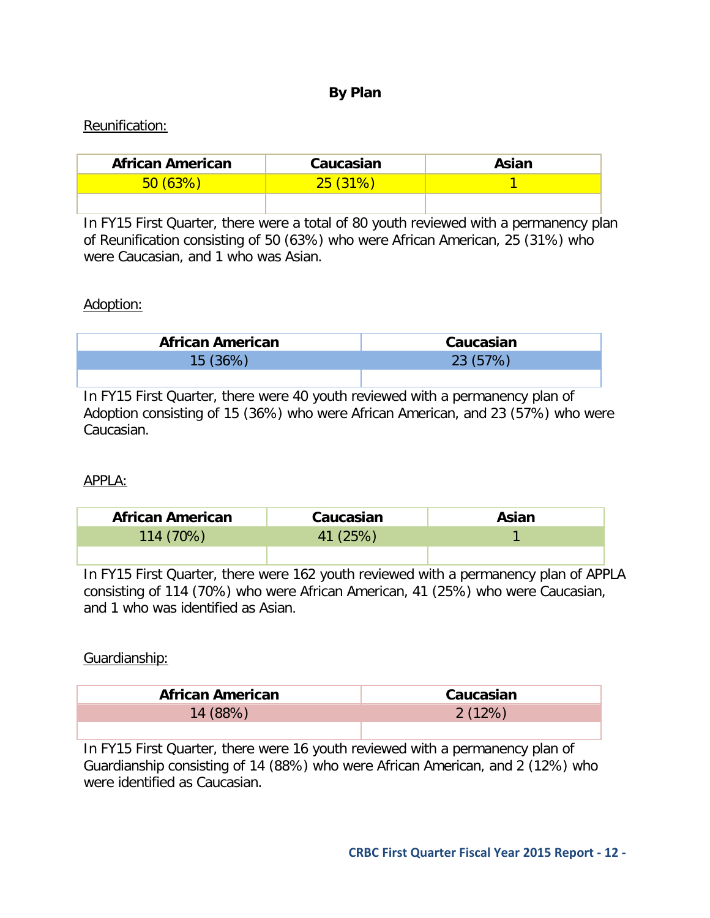**By Plan**

Reunification:

| African American | Caucasian | Asian |
|---|---|---|
| 50 (63%) | 25 (31%) | 1 |
| | | |

In FY15 First Quarter, there were a total of 80 youth reviewed with a permanency plan of Reunification consisting of 50 (63%) who were African American, 25 (31%) who were Caucasian, and 1 who was Asian.

Adoption:

| African American | Caucasian |
|---|---|
| 15 (36%) | 23 (57%) |
| | |

In FY15 First Quarter, there were 40 youth reviewed with a permanency plan of Adoption consisting of 15 (36%) who were African American, and 23 (57%) who were Caucasian.

APPLA:

| African American | Caucasian | Asian |
|---|---|---|
| 114 (70%) | 41 (25%) | 1 |
| | | |

In FY15 First Quarter, there were 162 youth reviewed with a permanency plan of APPLA consisting of 114 (70%) who were African American, 41 (25%) who were Caucasian, and 1 who was identified as Asian.

Guardianship:

| African American | Caucasian |
|---|---|
| 14 (88%) | 2 (12%) |
| | |

In FY15 First Quarter, there were 16 youth reviewed with a permanency plan of Guardianship consisting of 14 (88%) who were African American, and 2 (12%) who were identified as Caucasian.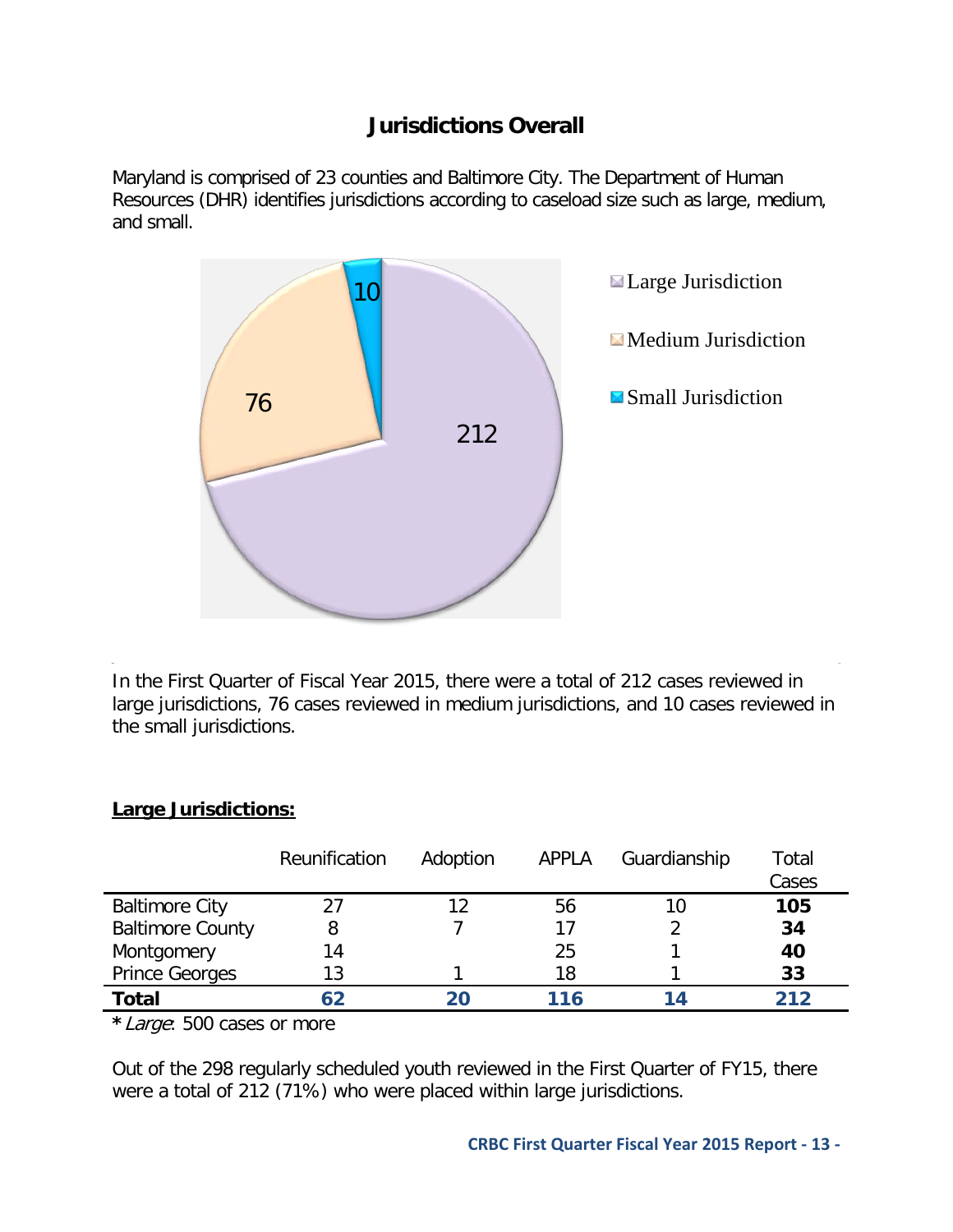## Jurisdictions Overall

Maryland is comprised of 23 counties and Baltimore City. The Department of Human Resources (DHR) identifies jurisdictions according to caseload size such as large, medium, and small.

In the First Quarter of Fiscal Year 2015, there were a total of 212 cases reviewed in large jurisdictions, 76 cases reviewed in medium jurisdictions, and 10 cases reviewed in the small jurisdictions.

**Large Jurisdictions:**

| | Reunification | Adoption | APPLA | Guardianship | Total Cases |
|---|---|---|---|---|---|
| Baltimore City | 27 | 12 | 56 | 10 | **105** |
| Baltimore County | 8 | 7 | 17 | 2 | **34** |
| Montgomery | 14 | | 25 | 1 | **40** |
| Prince Georges | 13 | 1 | 18 | 1 | **33** |
| **Total** | **62** | **20** | **116** | **14** | **212** |

**\*** *Large*: 500 cases or more

Out of the 298 regularly scheduled youth reviewed in the First Quarter of FY15, there were a total of 212 (71%) who were placed within large jurisdictions.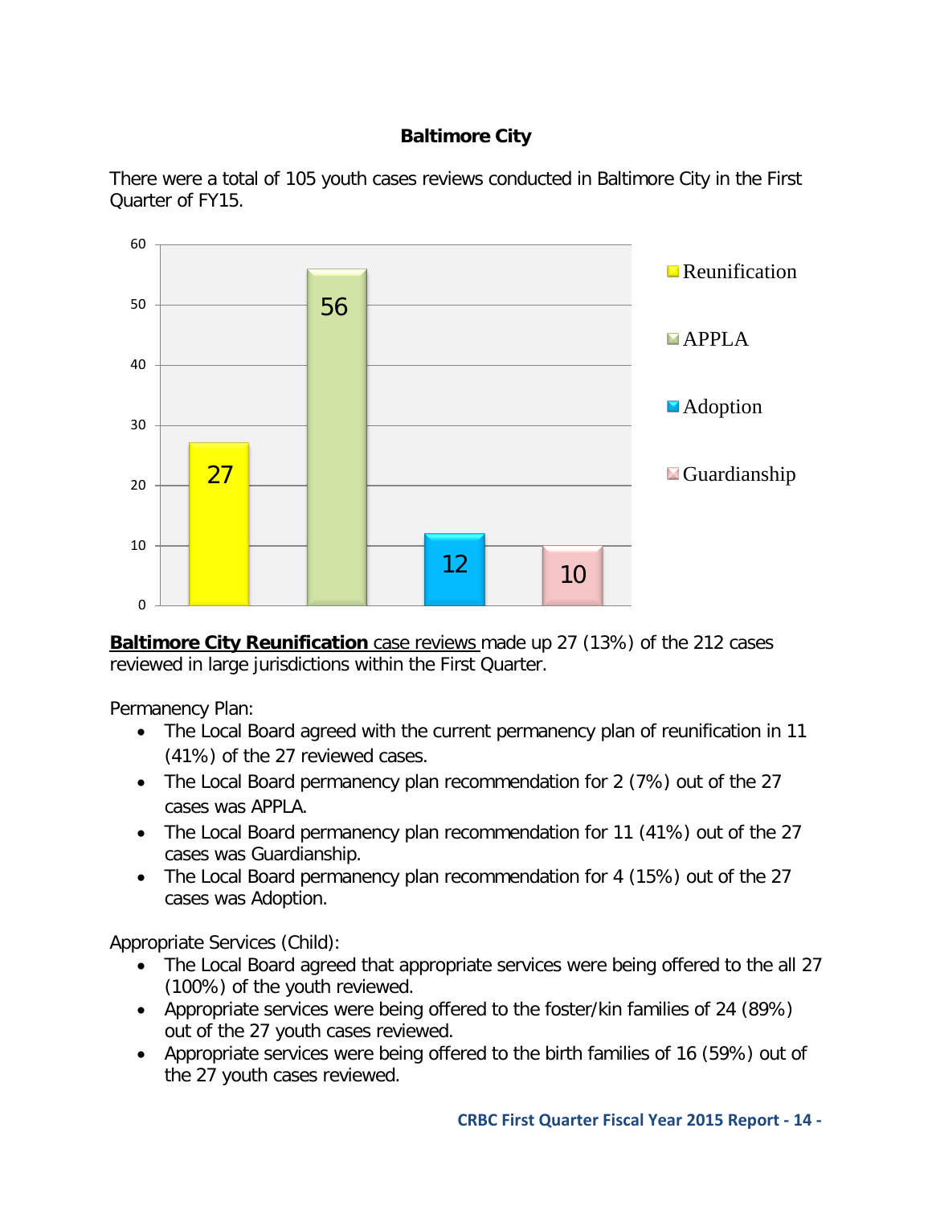## Baltimore City

There were a total of 105 youth cases reviews conducted in Baltimore City in the First Quarter of FY15.

| Reunification | APPLA | Adoption | Guardianship |
|---|---|---|---|
| 27 | 56 | 12 | 10 |

**Baltimore City Reunification** case reviews made up 27 (13%) of the 212 cases reviewed in large jurisdictions within the First Quarter.

Permanency Plan:

- The Local Board agreed with the current permanency plan of reunification in 11 (41%) of the 27 reviewed cases.
- The Local Board permanency plan recommendation for 2 (7%) out of the 27 cases was APPLA.
- The Local Board permanency plan recommendation for 11 (41%) out of the 27 cases was Guardianship.
- The Local Board permanency plan recommendation for 4 (15%) out of the 27 cases was Adoption.

Appropriate Services (Child):

- The Local Board agreed that appropriate services were being offered to the all 27 (100%) of the youth reviewed.
- Appropriate services were being offered to the foster/kin families of 24 (89%) out of the 27 youth cases reviewed.
- Appropriate services were being offered to the birth families of 16 (59%) out of the 27 youth cases reviewed.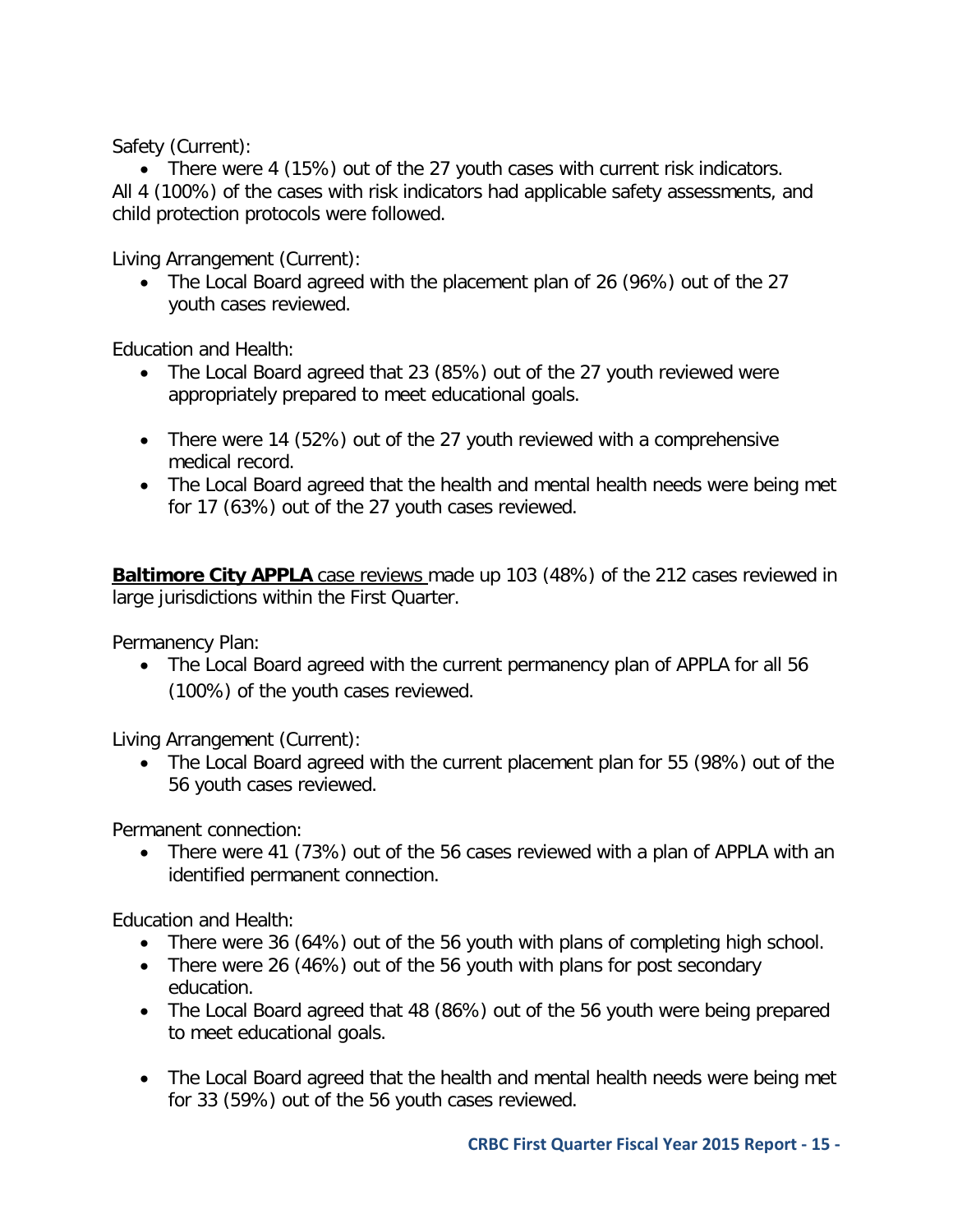Safety (Current):

- There were 4 (15%) out of the 27 youth cases with current risk indicators.

All 4 (100%) of the cases with risk indicators had applicable safety assessments, and child protection protocols were followed.

Living Arrangement (Current):

- The Local Board agreed with the placement plan of 26 (96%) out of the 27 youth cases reviewed.

Education and Health:

- The Local Board agreed that 23 (85%) out of the 27 youth reviewed were appropriately prepared to meet educational goals.
- There were 14 (52%) out of the 27 youth reviewed with a comprehensive medical record.
- The Local Board agreed that the health and mental health needs were being met for 17 (63%) out of the 27 youth cases reviewed.

**Baltimore City APPLA** case reviews made up 103 (48%) of the 212 cases reviewed in large jurisdictions within the First Quarter.

Permanency Plan:

- The Local Board agreed with the current permanency plan of APPLA for all 56 (100%) of the youth cases reviewed.

Living Arrangement (Current):

- The Local Board agreed with the current placement plan for 55 (98%) out of the 56 youth cases reviewed.

Permanent connection:

- There were 41 (73%) out of the 56 cases reviewed with a plan of APPLA with an identified permanent connection.

Education and Health:

- There were 36 (64%) out of the 56 youth with plans of completing high school.
- There were 26 (46%) out of the 56 youth with plans for post secondary education.
- The Local Board agreed that 48 (86%) out of the 56 youth were being prepared to meet educational goals.
- The Local Board agreed that the health and mental health needs were being met for 33 (59%) out of the 56 youth cases reviewed.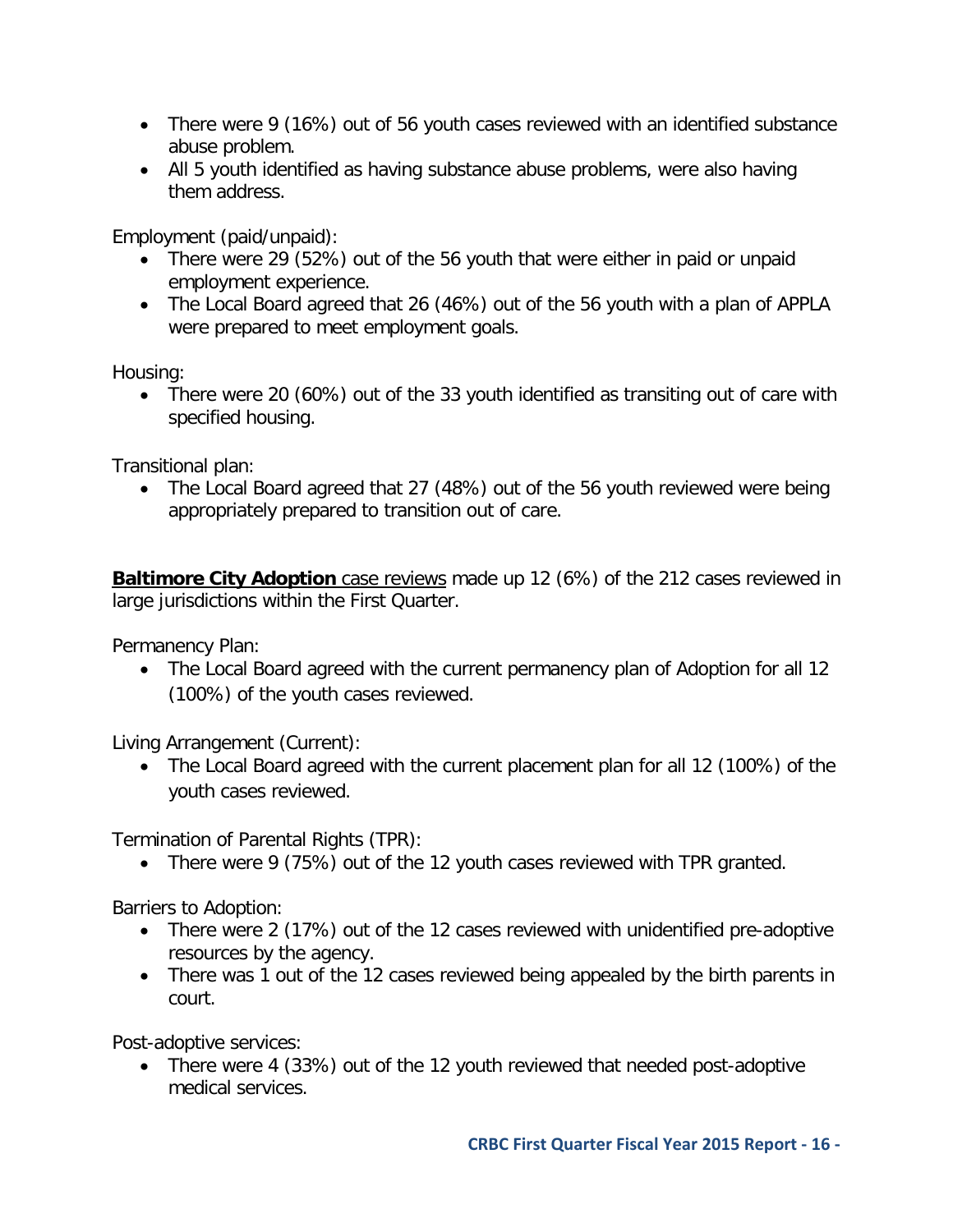- There were 9 (16%) out of 56 youth cases reviewed with an identified substance abuse problem.
- All 5 youth identified as having substance abuse problems, were also having them address.

Employment (paid/unpaid):

- There were 29 (52%) out of the 56 youth that were either in paid or unpaid employment experience.
- The Local Board agreed that 26 (46%) out of the 56 youth with a plan of APPLA were prepared to meet employment goals.

Housing:

- There were 20 (60%) out of the 33 youth identified as transiting out of care with specified housing.

Transitional plan:

- The Local Board agreed that 27 (48%) out of the 56 youth reviewed were being appropriately prepared to transition out of care.

**Baltimore City Adoption** case reviews made up 12 (6%) of the 212 cases reviewed in large jurisdictions within the First Quarter.

Permanency Plan:

- The Local Board agreed with the current permanency plan of Adoption for all 12 (100%) of the youth cases reviewed.

Living Arrangement (Current):

- The Local Board agreed with the current placement plan for all 12 (100%) of the youth cases reviewed.

Termination of Parental Rights (TPR):

- There were 9 (75%) out of the 12 youth cases reviewed with TPR granted.

Barriers to Adoption:

- There were 2 (17%) out of the 12 cases reviewed with unidentified pre-adoptive resources by the agency.
- There was 1 out of the 12 cases reviewed being appealed by the birth parents in court.

Post-adoptive services:

- There were 4 (33%) out of the 12 youth reviewed that needed post-adoptive medical services.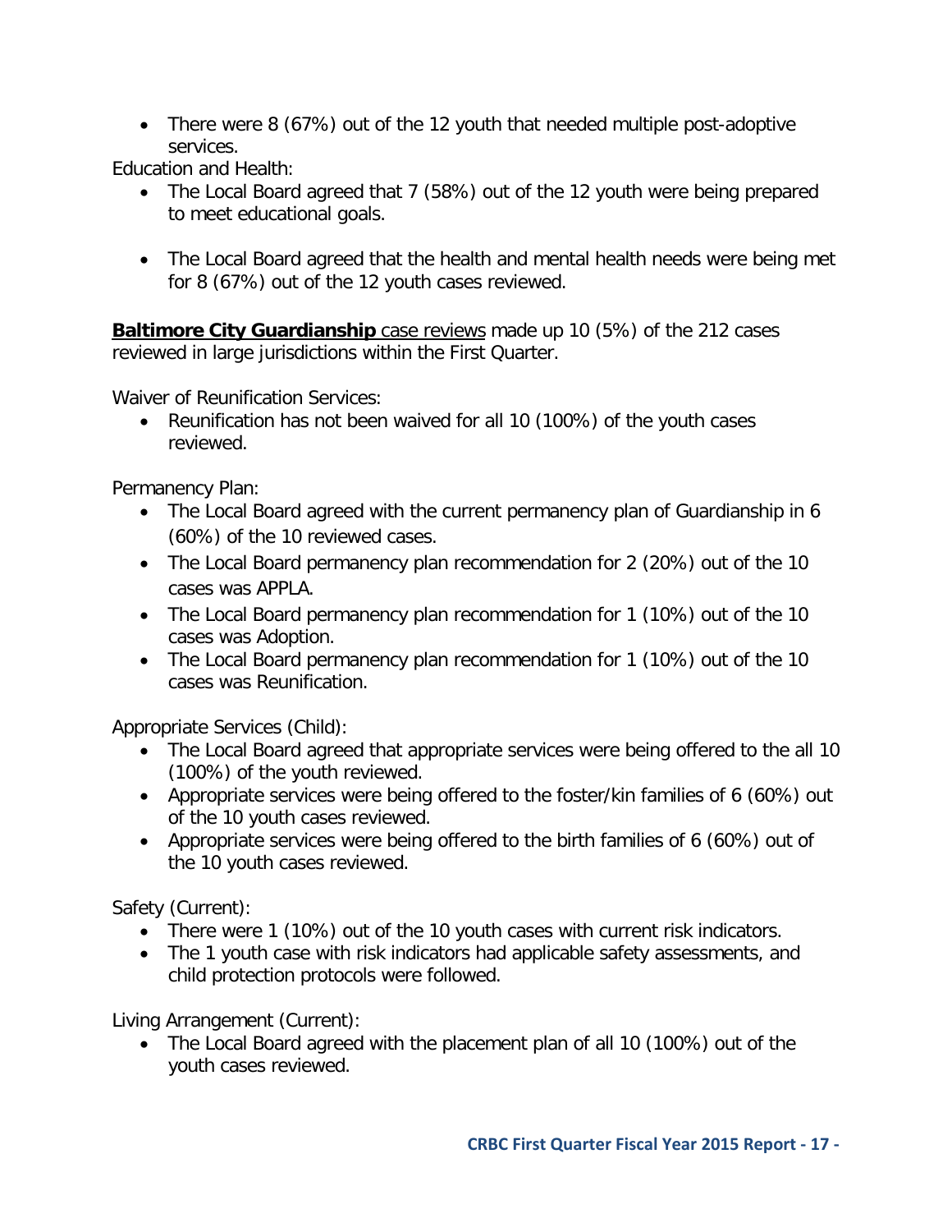- There were 8 (67%) out of the 12 youth that needed multiple post-adoptive services.

Education and Health:

- The Local Board agreed that 7 (58%) out of the 12 youth were being prepared to meet educational goals.
- The Local Board agreed that the health and mental health needs were being met for 8 (67%) out of the 12 youth cases reviewed.

**Baltimore City Guardianship** case reviews made up 10 (5%) of the 212 cases reviewed in large jurisdictions within the First Quarter.

Waiver of Reunification Services:

- Reunification has not been waived for all 10 (100%) of the youth cases reviewed.

Permanency Plan:

- The Local Board agreed with the current permanency plan of Guardianship in 6 (60%) of the 10 reviewed cases.
- The Local Board permanency plan recommendation for 2 (20%) out of the 10 cases was APPLA.
- The Local Board permanency plan recommendation for 1 (10%) out of the 10 cases was Adoption.
- The Local Board permanency plan recommendation for 1 (10%) out of the 10 cases was Reunification.

Appropriate Services (Child):

- The Local Board agreed that appropriate services were being offered to the all 10 (100%) of the youth reviewed.
- Appropriate services were being offered to the foster/kin families of 6 (60%) out of the 10 youth cases reviewed.
- Appropriate services were being offered to the birth families of 6 (60%) out of the 10 youth cases reviewed.

Safety (Current):

- There were 1 (10%) out of the 10 youth cases with current risk indicators.
- The 1 youth case with risk indicators had applicable safety assessments, and child protection protocols were followed.

Living Arrangement (Current):

- The Local Board agreed with the placement plan of all 10 (100%) out of the youth cases reviewed.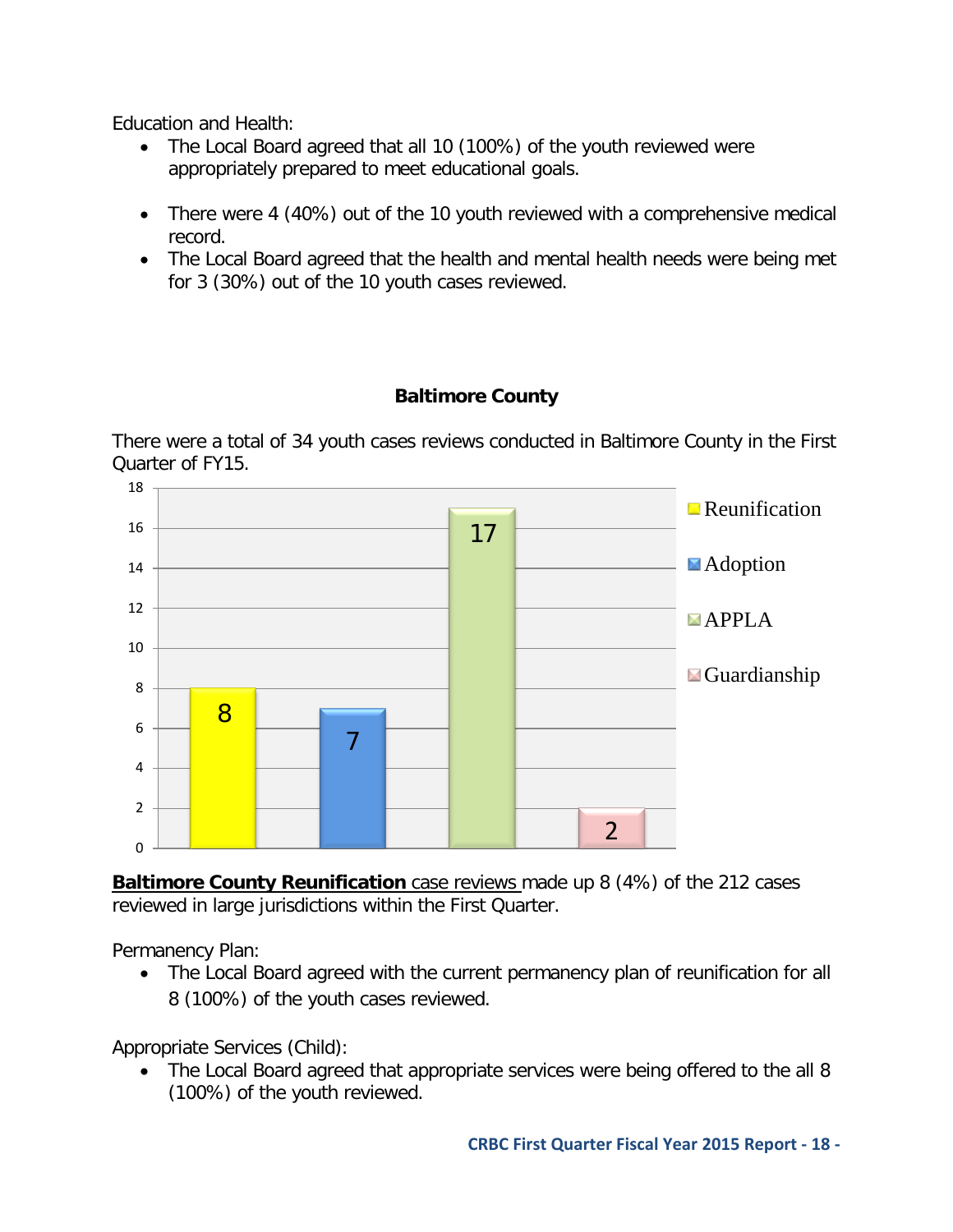Education and Health:

- The Local Board agreed that all 10 (100%) of the youth reviewed were appropriately prepared to meet educational goals.

- There were 4 (40%) out of the 10 youth reviewed with a comprehensive medical record.
- The Local Board agreed that the health and mental health needs were being met for 3 (30%) out of the 10 youth cases reviewed.

## Baltimore County

There were a total of 34 youth cases reviews conducted in Baltimore County in the First Quarter of FY15.

| Reunification | Adoption | APPLA | Guardianship |
|---|---|---|---|
| 8 | 7 | 17 | 2 |

**Baltimore County Reunification** case reviews made up 8 (4%) of the 212 cases reviewed in large jurisdictions within the First Quarter.

Permanency Plan:

- The Local Board agreed with the current permanency plan of reunification for all 8 (100%) of the youth cases reviewed.

Appropriate Services (Child):

- The Local Board agreed that appropriate services were being offered to the all 8 (100%) of the youth reviewed.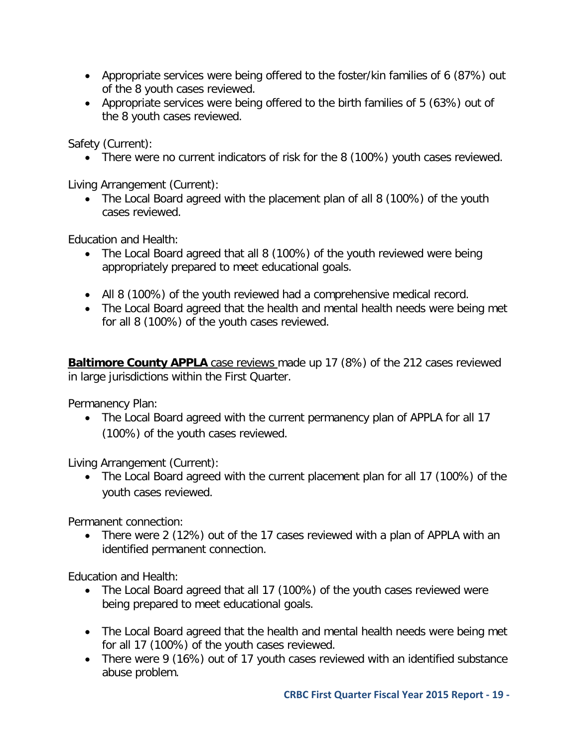- Appropriate services were being offered to the foster/kin families of 6 (87%) out of the 8 youth cases reviewed.
- Appropriate services were being offered to the birth families of 5 (63%) out of the 8 youth cases reviewed.

Safety (Current):

- There were no current indicators of risk for the 8 (100%) youth cases reviewed.

Living Arrangement (Current):

- The Local Board agreed with the placement plan of all 8 (100%) of the youth cases reviewed.

Education and Health:

- The Local Board agreed that all 8 (100%) of the youth reviewed were being appropriately prepared to meet educational goals.
- All 8 (100%) of the youth reviewed had a comprehensive medical record.
- The Local Board agreed that the health and mental health needs were being met for all 8 (100%) of the youth cases reviewed.

**Baltimore County APPLA** case reviews made up 17 (8%) of the 212 cases reviewed in large jurisdictions within the First Quarter.

Permanency Plan:

- The Local Board agreed with the current permanency plan of APPLA for all 17 (100%) of the youth cases reviewed.

Living Arrangement (Current):

- The Local Board agreed with the current placement plan for all 17 (100%) of the youth cases reviewed.

Permanent connection:

- There were 2 (12%) out of the 17 cases reviewed with a plan of APPLA with an identified permanent connection.

Education and Health:

- The Local Board agreed that all 17 (100%) of the youth cases reviewed were being prepared to meet educational goals.
- The Local Board agreed that the health and mental health needs were being met for all 17 (100%) of the youth cases reviewed.
- There were 9 (16%) out of 17 youth cases reviewed with an identified substance abuse problem.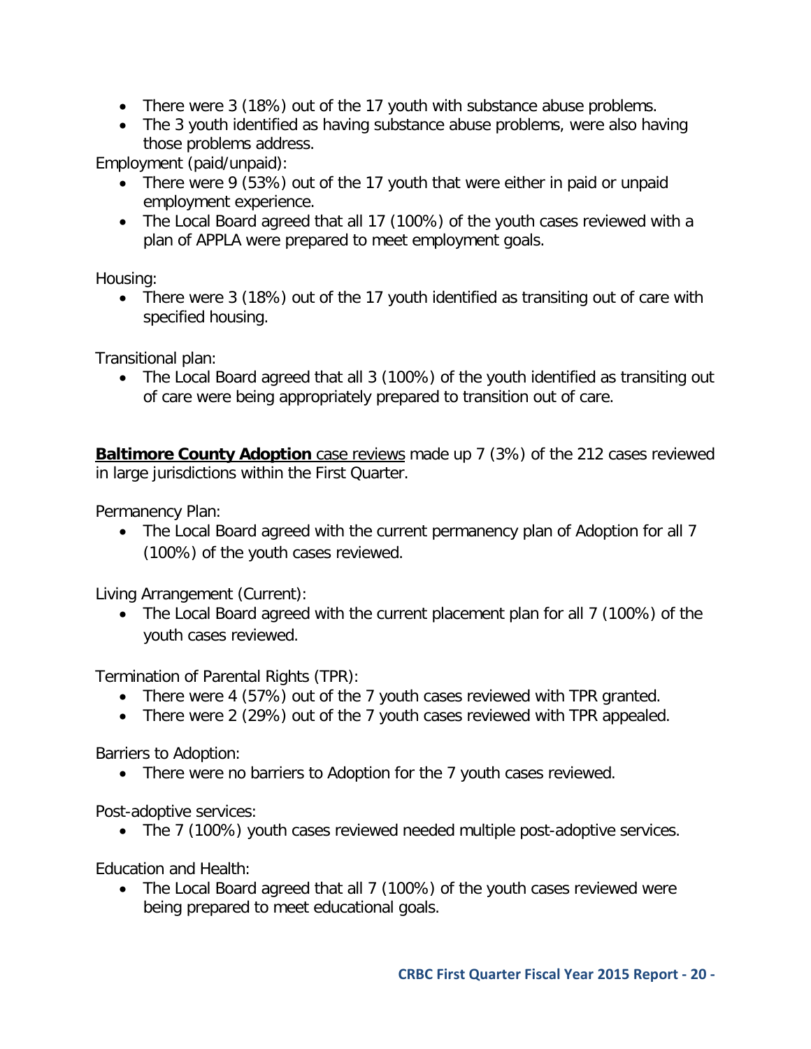- There were 3 (18%) out of the 17 youth with substance abuse problems.
- The 3 youth identified as having substance abuse problems, were also having those problems address.

Employment (paid/unpaid):

- There were 9 (53%) out of the 17 youth that were either in paid or unpaid employment experience.
- The Local Board agreed that all 17 (100%) of the youth cases reviewed with a plan of APPLA were prepared to meet employment goals.

Housing:

- There were 3 (18%) out of the 17 youth identified as transiting out of care with specified housing.

Transitional plan:

- The Local Board agreed that all 3 (100%) of the youth identified as transiting out of care were being appropriately prepared to transition out of care.

**Baltimore County Adoption** case reviews made up 7 (3%) of the 212 cases reviewed in large jurisdictions within the First Quarter.

Permanency Plan:

- The Local Board agreed with the current permanency plan of Adoption for all 7 (100%) of the youth cases reviewed.

Living Arrangement (Current):

- The Local Board agreed with the current placement plan for all 7 (100%) of the youth cases reviewed.

Termination of Parental Rights (TPR):

- There were 4 (57%) out of the 7 youth cases reviewed with TPR granted.
- There were 2 (29%) out of the 7 youth cases reviewed with TPR appealed.

Barriers to Adoption:

- There were no barriers to Adoption for the 7 youth cases reviewed.

Post-adoptive services:

- The 7 (100%) youth cases reviewed needed multiple post-adoptive services.

Education and Health:

- The Local Board agreed that all 7 (100%) of the youth cases reviewed were being prepared to meet educational goals.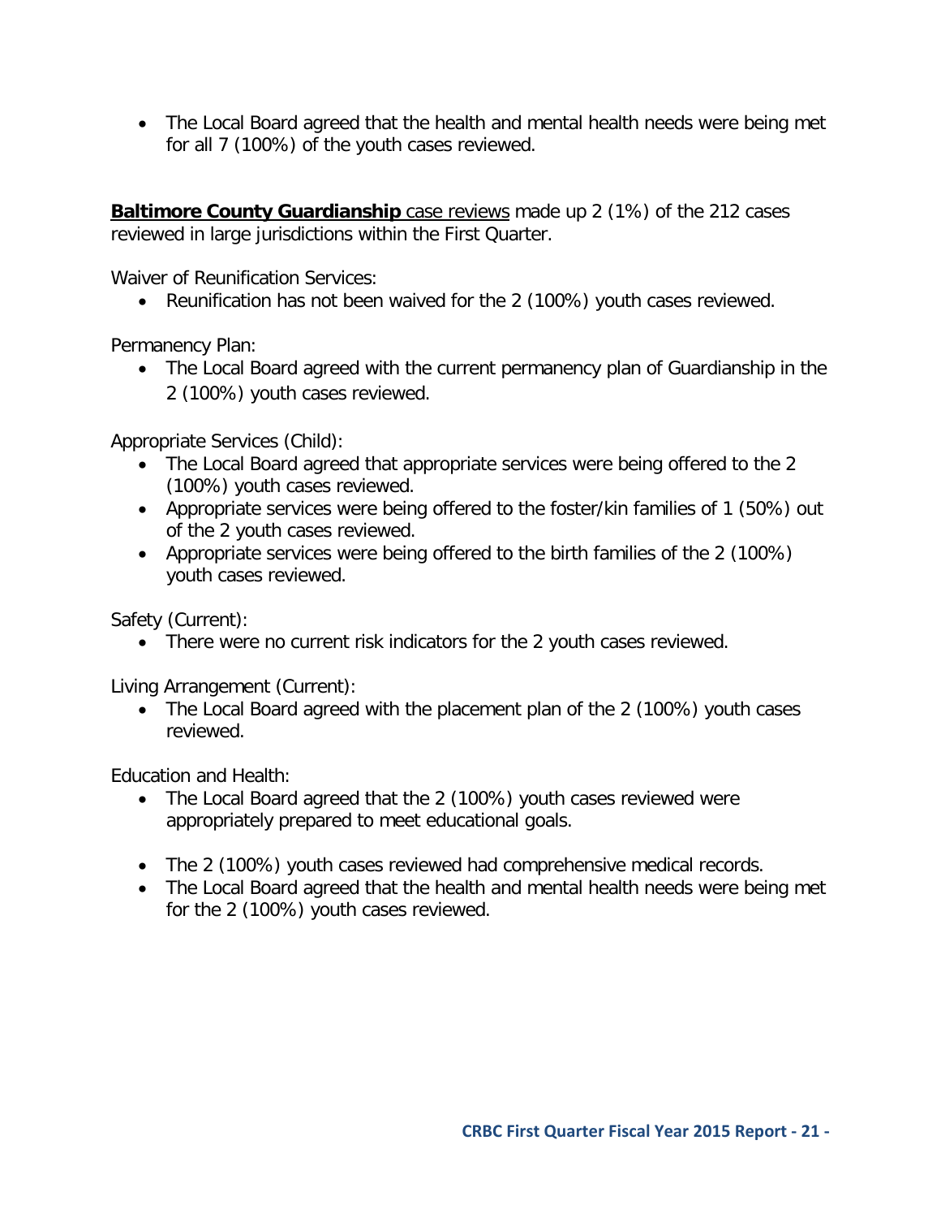- The Local Board agreed that the health and mental health needs were being met for all 7 (100%) of the youth cases reviewed.

**Baltimore County Guardianship** case reviews made up 2 (1%) of the 212 cases reviewed in large jurisdictions within the First Quarter.

Waiver of Reunification Services:

- Reunification has not been waived for the 2 (100%) youth cases reviewed.

Permanency Plan:

- The Local Board agreed with the current permanency plan of Guardianship in the 2 (100%) youth cases reviewed.

Appropriate Services (Child):

- The Local Board agreed that appropriate services were being offered to the 2 (100%) youth cases reviewed.
- Appropriate services were being offered to the foster/kin families of 1 (50%) out of the 2 youth cases reviewed.
- Appropriate services were being offered to the birth families of the 2 (100%) youth cases reviewed.

Safety (Current):

- There were no current risk indicators for the 2 youth cases reviewed.

Living Arrangement (Current):

- The Local Board agreed with the placement plan of the 2 (100%) youth cases reviewed.

Education and Health:

- The Local Board agreed that the 2 (100%) youth cases reviewed were appropriately prepared to meet educational goals.
- The 2 (100%) youth cases reviewed had comprehensive medical records.
- The Local Board agreed that the health and mental health needs were being met for the 2 (100%) youth cases reviewed.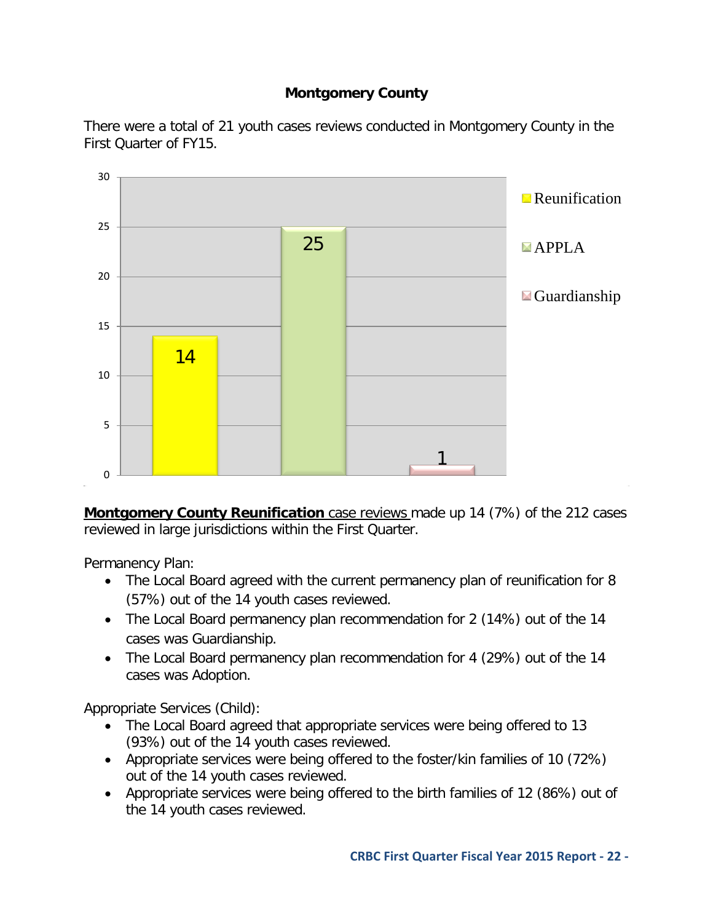**Montgomery County**

There were a total of 21 youth cases reviews conducted in Montgomery County in the First Quarter of FY15.

| Category | Cases |
|---|---|
| Reunification | 14 |
| APPLA | 25 |
| Guardianship | 1 |

**<u>Montgomery County Reunification</u>** <u>case reviews</u> made up 14 (7%) of the 212 cases reviewed in large jurisdictions within the First Quarter.

Permanency Plan:

- The Local Board agreed with the current permanency plan of reunification for 8 (57%) out of the 14 youth cases reviewed.
- The Local Board permanency plan recommendation for 2 (14%) out of the 14 cases was Guardianship.
- The Local Board permanency plan recommendation for 4 (29%) out of the 14 cases was Adoption.

Appropriate Services (Child):

- The Local Board agreed that appropriate services were being offered to 13 (93%) out of the 14 youth cases reviewed.
- Appropriate services were being offered to the foster/kin families of 10 (72%) out of the 14 youth cases reviewed.
- Appropriate services were being offered to the birth families of 12 (86%) out of the 14 youth cases reviewed.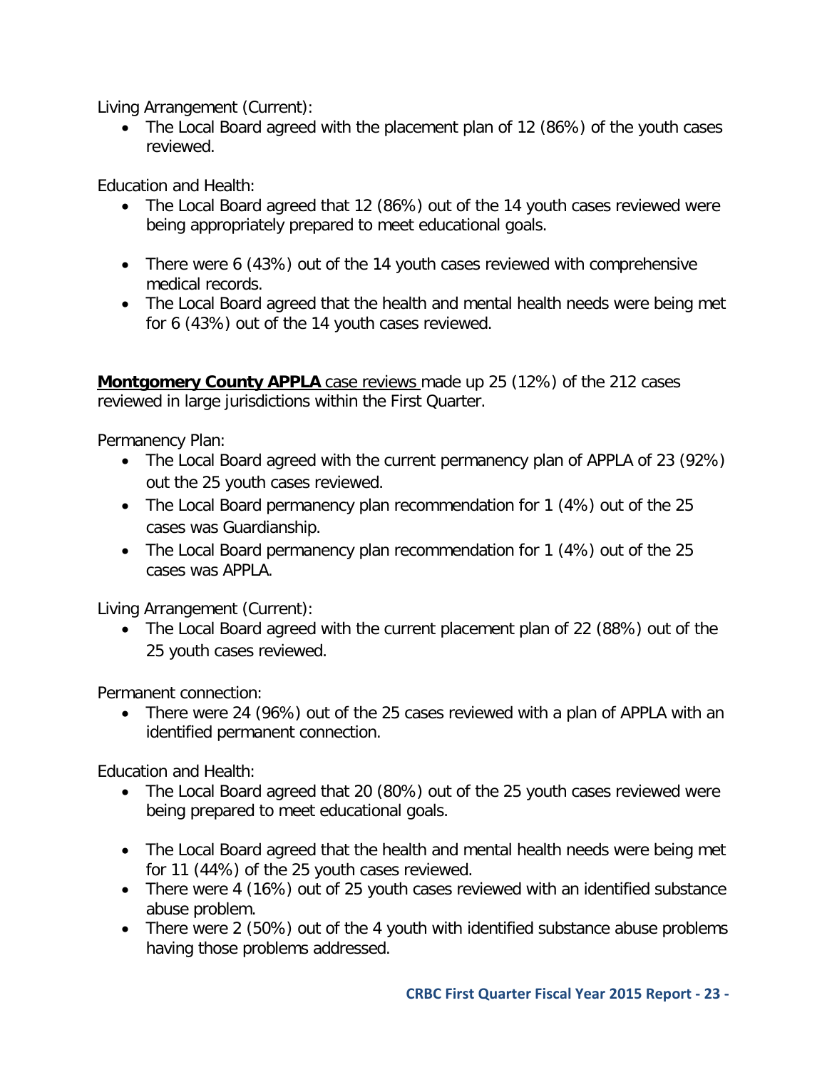Living Arrangement (Current):

- The Local Board agreed with the placement plan of 12 (86%) of the youth cases reviewed.

Education and Health:

- The Local Board agreed that 12 (86%) out of the 14 youth cases reviewed were being appropriately prepared to meet educational goals.

- There were 6 (43%) out of the 14 youth cases reviewed with comprehensive medical records.
- The Local Board agreed that the health and mental health needs were being met for 6 (43%) out of the 14 youth cases reviewed.

**Montgomery County APPLA** case reviews made up 25 (12%) of the 212 cases reviewed in large jurisdictions within the First Quarter.

Permanency Plan:

- The Local Board agreed with the current permanency plan of APPLA of 23 (92%) out the 25 youth cases reviewed.
- The Local Board permanency plan recommendation for 1 (4%) out of the 25 cases was Guardianship.
- The Local Board permanency plan recommendation for 1 (4%) out of the 25 cases was APPLA.

Living Arrangement (Current):

- The Local Board agreed with the current placement plan of 22 (88%) out of the 25 youth cases reviewed.

Permanent connection:

- There were 24 (96%) out of the 25 cases reviewed with a plan of APPLA with an identified permanent connection.

Education and Health:

- The Local Board agreed that 20 (80%) out of the 25 youth cases reviewed were being prepared to meet educational goals.

- The Local Board agreed that the health and mental health needs were being met for 11 (44%) of the 25 youth cases reviewed.
- There were 4 (16%) out of 25 youth cases reviewed with an identified substance abuse problem.
- There were 2 (50%) out of the 4 youth with identified substance abuse problems having those problems addressed.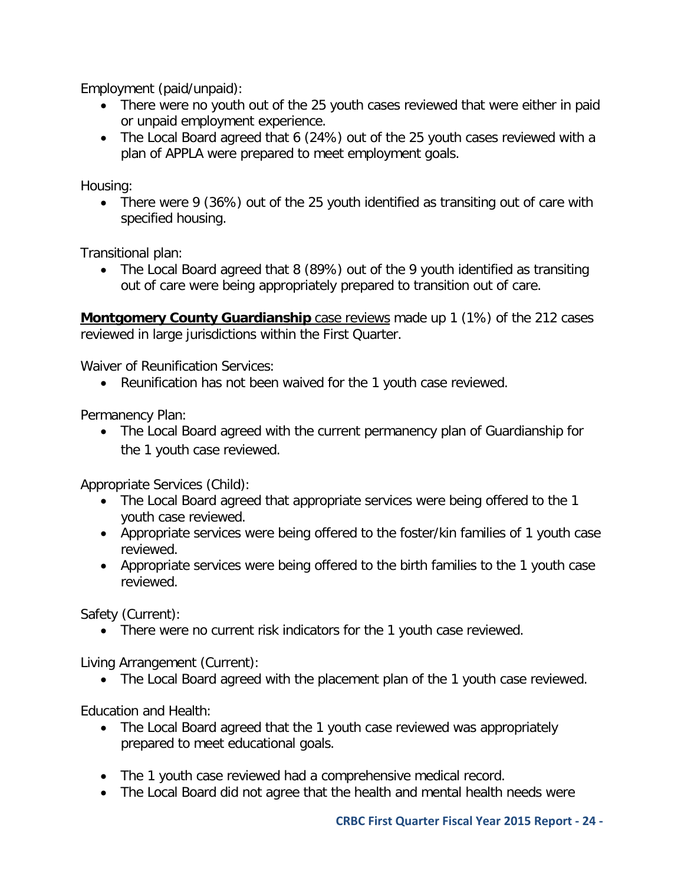Employment (paid/unpaid):

- There were no youth out of the 25 youth cases reviewed that were either in paid or unpaid employment experience.
- The Local Board agreed that 6 (24%) out of the 25 youth cases reviewed with a plan of APPLA were prepared to meet employment goals.

Housing:

- There were 9 (36%) out of the 25 youth identified as transiting out of care with specified housing.

Transitional plan:

- The Local Board agreed that 8 (89%) out of the 9 youth identified as transiting out of care were being appropriately prepared to transition out of care.

**Montgomery County Guardianship** case reviews made up 1 (1%) of the 212 cases reviewed in large jurisdictions within the First Quarter.

Waiver of Reunification Services:

- Reunification has not been waived for the 1 youth case reviewed.

Permanency Plan:

- The Local Board agreed with the current permanency plan of Guardianship for the 1 youth case reviewed.

Appropriate Services (Child):

- The Local Board agreed that appropriate services were being offered to the 1 youth case reviewed.
- Appropriate services were being offered to the foster/kin families of 1 youth case reviewed.
- Appropriate services were being offered to the birth families to the 1 youth case reviewed.

Safety (Current):

- There were no current risk indicators for the 1 youth case reviewed.

Living Arrangement (Current):

- The Local Board agreed with the placement plan of the 1 youth case reviewed.

Education and Health:

- The Local Board agreed that the 1 youth case reviewed was appropriately prepared to meet educational goals.
- The 1 youth case reviewed had a comprehensive medical record.
- The Local Board did not agree that the health and mental health needs were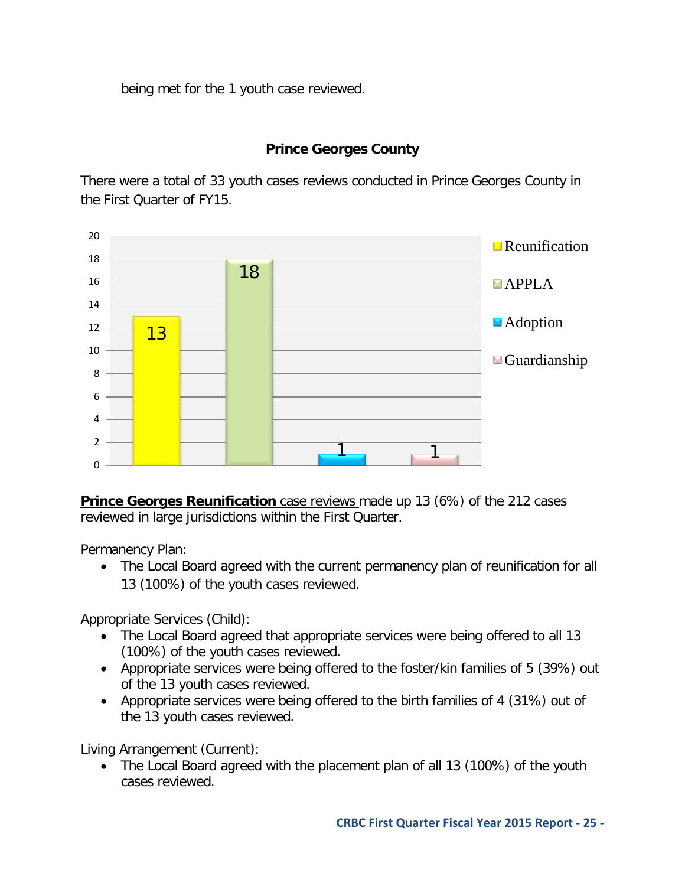being met for the 1 youth case reviewed.

### Prince Georges County

There were a total of 33 youth cases reviews conducted in Prince Georges County in the First Quarter of FY15.

| Reunification | APPLA | Adoption | Guardianship |
|---|---|---|---|
| 13 | 18 | 1 | 1 |

**Prince Georges Reunification** case reviews made up 13 (6%) of the 212 cases reviewed in large jurisdictions within the First Quarter.

Permanency Plan:

- The Local Board agreed with the current permanency plan of reunification for all 13 (100%) of the youth cases reviewed.

Appropriate Services (Child):

- The Local Board agreed that appropriate services were being offered to all 13 (100%) of the youth cases reviewed.
- Appropriate services were being offered to the foster/kin families of 5 (39%) out of the 13 youth cases reviewed.
- Appropriate services were being offered to the birth families of 4 (31%) out of the 13 youth cases reviewed.

Living Arrangement (Current):

- The Local Board agreed with the placement plan of all 13 (100%) of the youth cases reviewed.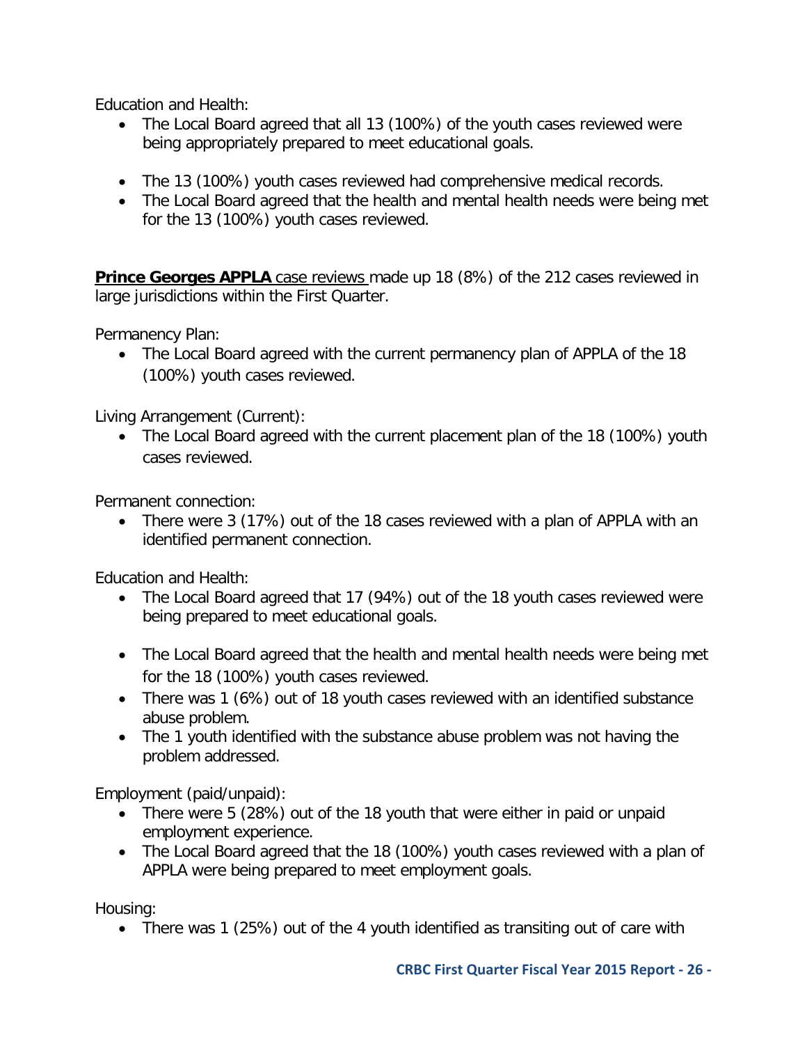Education and Health:

- The Local Board agreed that all 13 (100%) of the youth cases reviewed were being appropriately prepared to meet educational goals.

- The 13 (100%) youth cases reviewed had comprehensive medical records.
- The Local Board agreed that the health and mental health needs were being met for the 13 (100%) youth cases reviewed.

**Prince Georges APPLA** case reviews made up 18 (8%) of the 212 cases reviewed in large jurisdictions within the First Quarter.

Permanency Plan:

- The Local Board agreed with the current permanency plan of APPLA of the 18 (100%) youth cases reviewed.

Living Arrangement (Current):

- The Local Board agreed with the current placement plan of the 18 (100%) youth cases reviewed.

Permanent connection:

- There were 3 (17%) out of the 18 cases reviewed with a plan of APPLA with an identified permanent connection.

Education and Health:

- The Local Board agreed that 17 (94%) out of the 18 youth cases reviewed were being prepared to meet educational goals.

- The Local Board agreed that the health and mental health needs were being met for the 18 (100%) youth cases reviewed.
- There was 1 (6%) out of 18 youth cases reviewed with an identified substance abuse problem.
- The 1 youth identified with the substance abuse problem was not having the problem addressed.

Employment (paid/unpaid):

- There were 5 (28%) out of the 18 youth that were either in paid or unpaid employment experience.
- The Local Board agreed that the 18 (100%) youth cases reviewed with a plan of APPLA were being prepared to meet employment goals.

Housing:

- There was 1 (25%) out of the 4 youth identified as transiting out of care with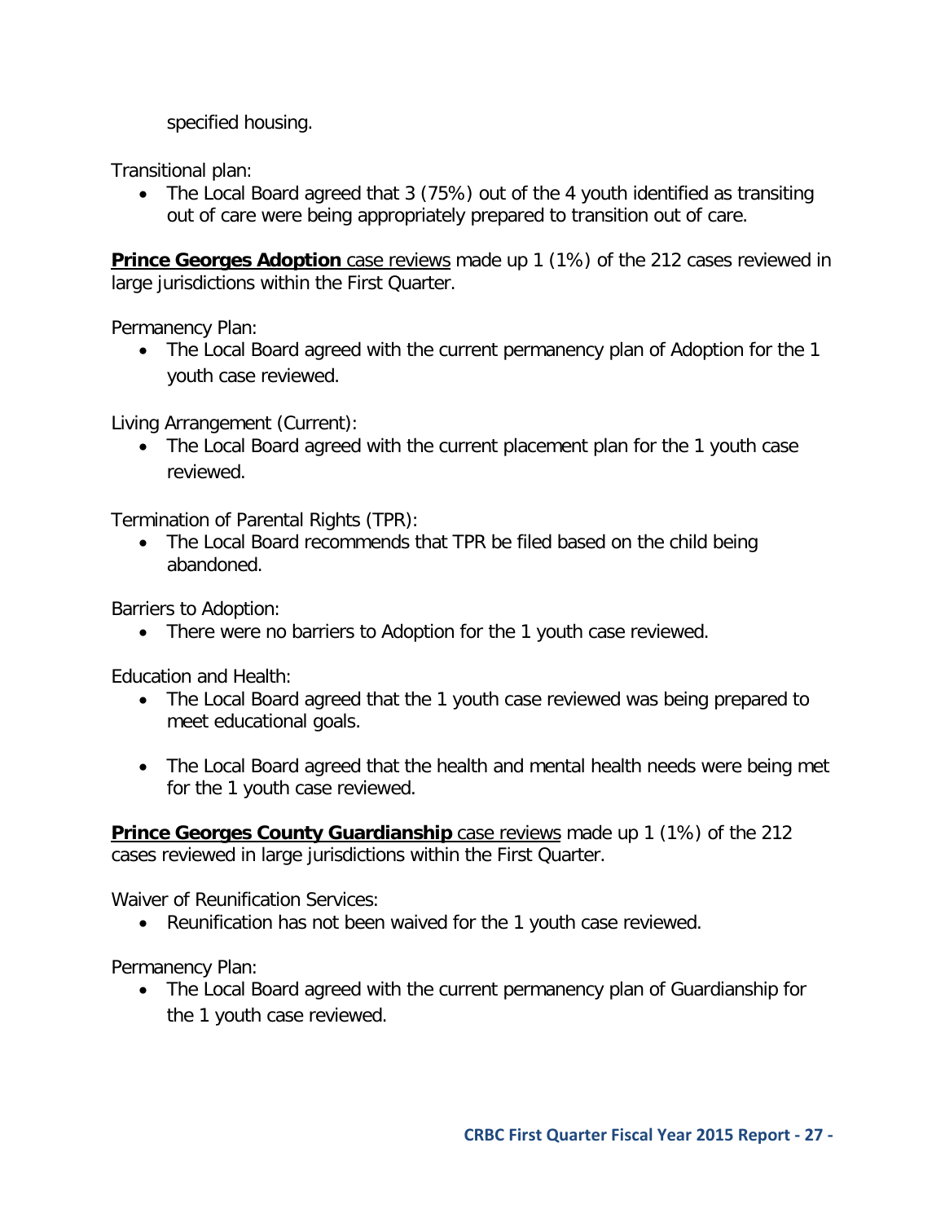specified housing.

Transitional plan:

- The Local Board agreed that 3 (75%) out of the 4 youth identified as transiting out of care were being appropriately prepared to transition out of care.

**Prince Georges Adoption** case reviews made up 1 (1%) of the 212 cases reviewed in large jurisdictions within the First Quarter.

Permanency Plan:

- The Local Board agreed with the current permanency plan of Adoption for the 1 youth case reviewed.

Living Arrangement (Current):

- The Local Board agreed with the current placement plan for the 1 youth case reviewed.

Termination of Parental Rights (TPR):

- The Local Board recommends that TPR be filed based on the child being abandoned.

Barriers to Adoption:

- There were no barriers to Adoption for the 1 youth case reviewed.

Education and Health:

- The Local Board agreed that the 1 youth case reviewed was being prepared to meet educational goals.

- The Local Board agreed that the health and mental health needs were being met for the 1 youth case reviewed.

**Prince Georges County Guardianship** case reviews made up 1 (1%) of the 212 cases reviewed in large jurisdictions within the First Quarter.

Waiver of Reunification Services:

- Reunification has not been waived for the 1 youth case reviewed.

Permanency Plan:

- The Local Board agreed with the current permanency plan of Guardianship for the 1 youth case reviewed.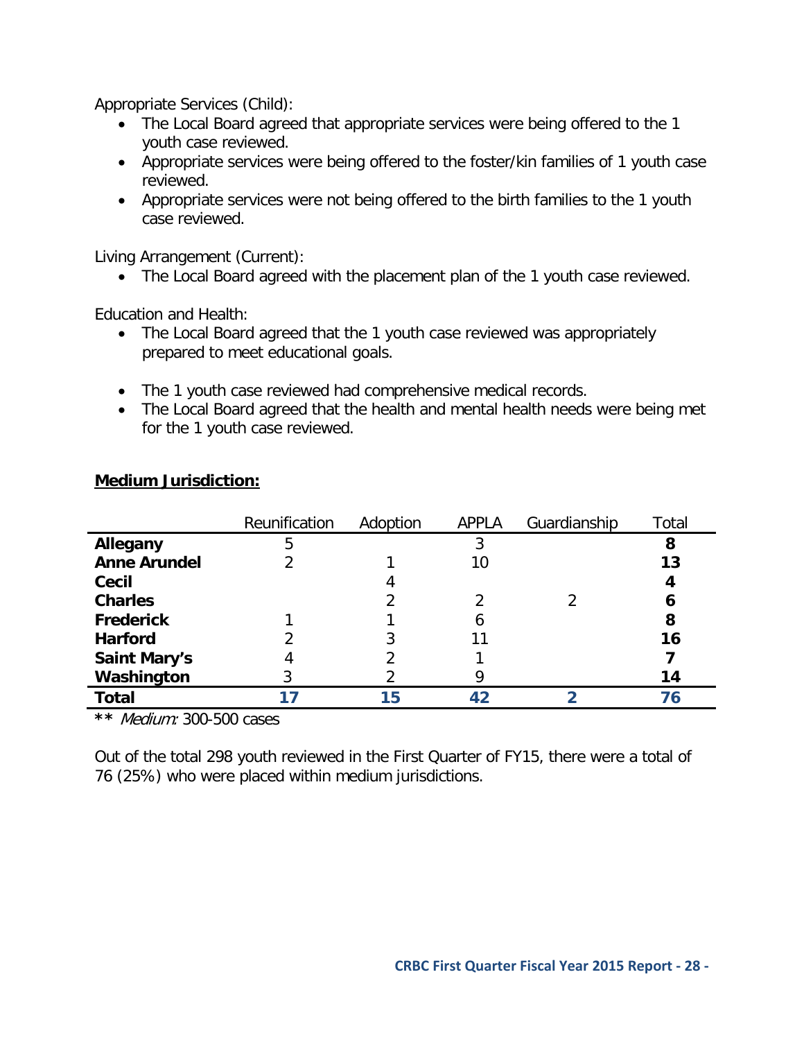Appropriate Services (Child):

- The Local Board agreed that appropriate services were being offered to the 1 youth case reviewed.
- Appropriate services were being offered to the foster/kin families of 1 youth case reviewed.
- Appropriate services were not being offered to the birth families to the 1 youth case reviewed.

Living Arrangement (Current):

- The Local Board agreed with the placement plan of the 1 youth case reviewed.

Education and Health:

- The Local Board agreed that the 1 youth case reviewed was appropriately prepared to meet educational goals.

- The 1 youth case reviewed had comprehensive medical records.
- The Local Board agreed that the health and mental health needs were being met for the 1 youth case reviewed.

**Medium Jurisdiction:**

| | Reunification | Adoption | APPLA | Guardianship | Total |
|---|---|---|---|---|---|
| **Allegany** | 5 | | 3 | | **8** |
| **Anne Arundel** | 2 | 1 | 10 | | **13** |
| **Cecil** | | 4 | | | **4** |
| **Charles** | | 2 | 2 | 2 | **6** |
| **Frederick** | 1 | 1 | 6 | | **8** |
| **Harford** | 2 | 3 | 11 | | **16** |
| **Saint Mary's** | 4 | 2 | 1 | | **7** |
| **Washington** | 3 | 2 | 9 | | **14** |
| **Total** | **17** | **15** | **42** | **2** | **76** |

** *Medium:* 300-500 cases

Out of the total 298 youth reviewed in the First Quarter of FY15, there were a total of 76 (25%) who were placed within medium jurisdictions.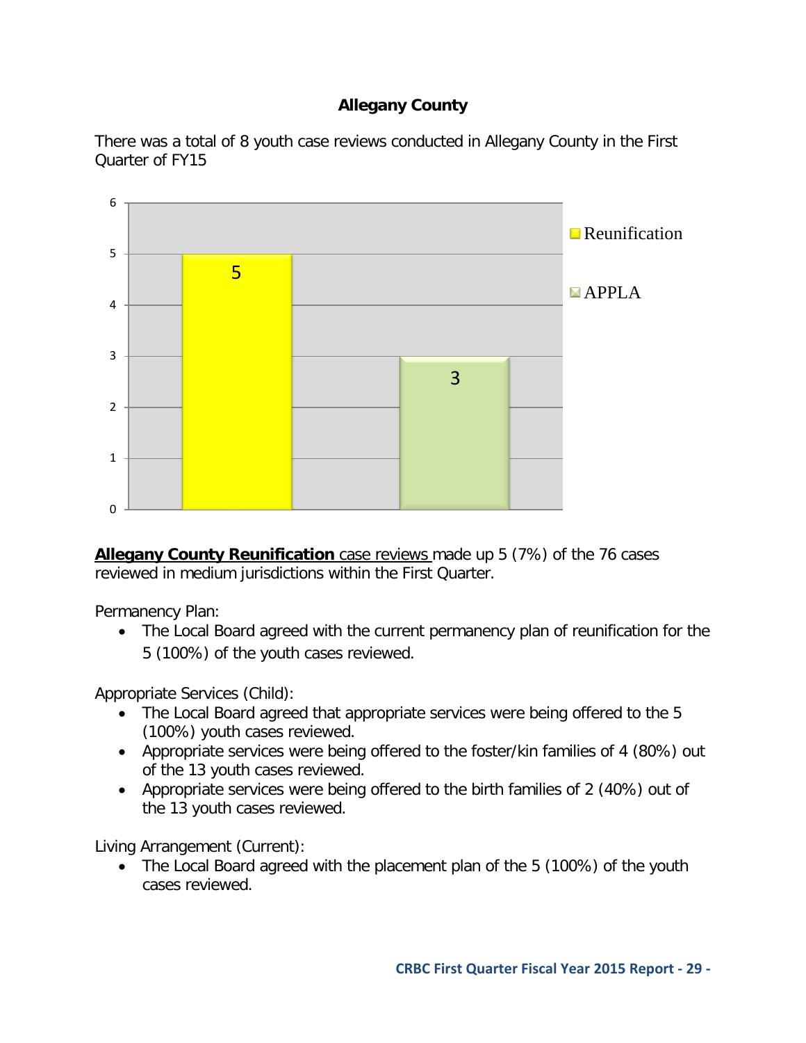# Allegany County

There was a total of 8 youth case reviews conducted in Allegany County in the First Quarter of FY15

| | Reunification | APPLA |
|---|---|---|
| Cases | 5 | 3 |

**Allegany County Reunification** case reviews made up 5 (7%) of the 76 cases reviewed in medium jurisdictions within the First Quarter.

Permanency Plan:

- The Local Board agreed with the current permanency plan of reunification for the 5 (100%) of the youth cases reviewed.

Appropriate Services (Child):

- The Local Board agreed that appropriate services were being offered to the 5 (100%) youth cases reviewed.
- Appropriate services were being offered to the foster/kin families of 4 (80%) out of the 13 youth cases reviewed.
- Appropriate services were being offered to the birth families of 2 (40%) out of the 13 youth cases reviewed.

Living Arrangement (Current):

- The Local Board agreed with the placement plan of the 5 (100%) of the youth cases reviewed.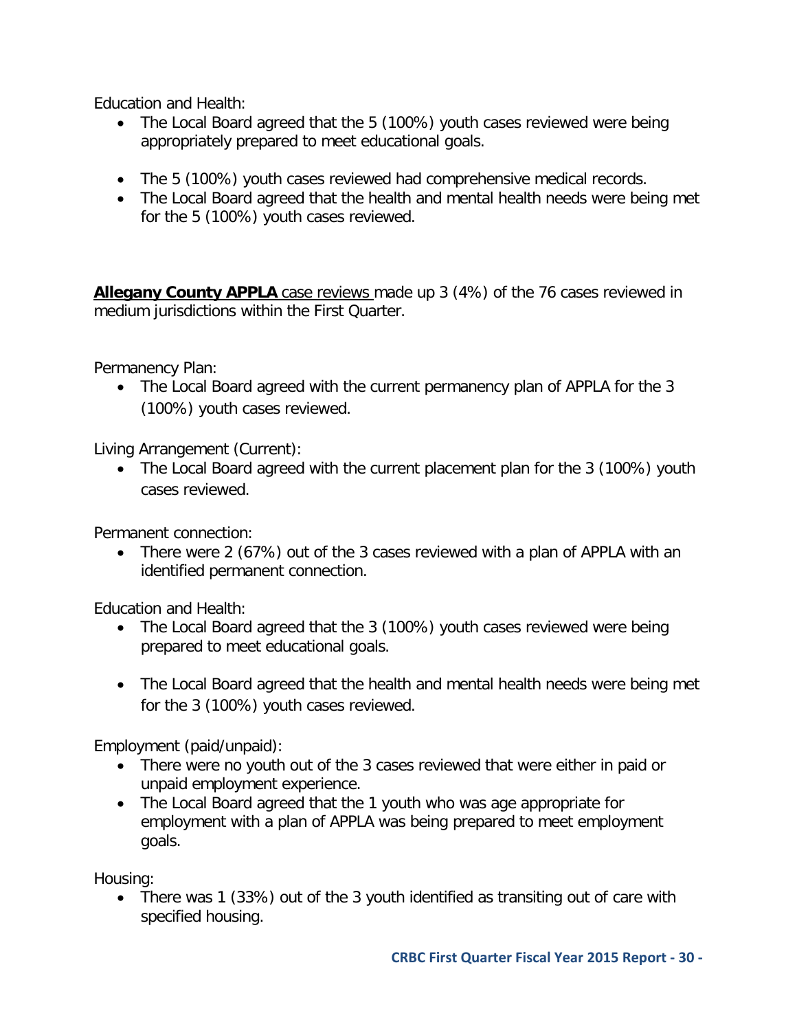Education and Health:

- The Local Board agreed that the 5 (100%) youth cases reviewed were being appropriately prepared to meet educational goals.

- The 5 (100%) youth cases reviewed had comprehensive medical records.
- The Local Board agreed that the health and mental health needs were being met for the 5 (100%) youth cases reviewed.

**Allegany County APPLA** case reviews made up 3 (4%) of the 76 cases reviewed in medium jurisdictions within the First Quarter.

Permanency Plan:

- The Local Board agreed with the current permanency plan of APPLA for the 3 (100%) youth cases reviewed.

Living Arrangement (Current):

- The Local Board agreed with the current placement plan for the 3 (100%) youth cases reviewed.

Permanent connection:

- There were 2 (67%) out of the 3 cases reviewed with a plan of APPLA with an identified permanent connection.

Education and Health:

- The Local Board agreed that the 3 (100%) youth cases reviewed were being prepared to meet educational goals.

- The Local Board agreed that the health and mental health needs were being met for the 3 (100%) youth cases reviewed.

Employment (paid/unpaid):

- There were no youth out of the 3 cases reviewed that were either in paid or unpaid employment experience.
- The Local Board agreed that the 1 youth who was age appropriate for employment with a plan of APPLA was being prepared to meet employment goals.

Housing:

- There was 1 (33%) out of the 3 youth identified as transiting out of care with specified housing.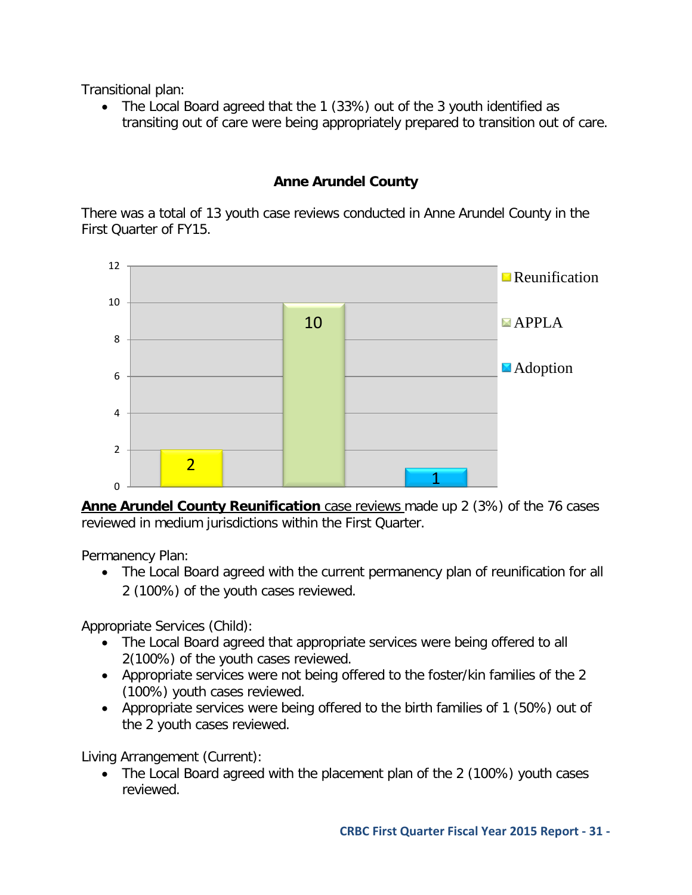Transitional plan:

- The Local Board agreed that the 1 (33%) out of the 3 youth identified as transiting out of care were being appropriately prepared to transition out of care.

### Anne Arundel County

There was a total of 13 youth case reviews conducted in Anne Arundel County in the First Quarter of FY15.

| Permanency Plan | Number of Case Reviews |
| --- | --- |
| Reunification | 2 |
| APPLA | 10 |
| Adoption | 1 |

**Anne Arundel County Reunification** case reviews made up 2 (3%) of the 76 cases reviewed in medium jurisdictions within the First Quarter.

Permanency Plan:

- The Local Board agreed with the current permanency plan of reunification for all 2 (100%) of the youth cases reviewed.

Appropriate Services (Child):

- The Local Board agreed that appropriate services were being offered to all 2(100%) of the youth cases reviewed.
- Appropriate services were not being offered to the foster/kin families of the 2 (100%) youth cases reviewed.
- Appropriate services were being offered to the birth families of 1 (50%) out of the 2 youth cases reviewed.

Living Arrangement (Current):

- The Local Board agreed with the placement plan of the 2 (100%) youth cases reviewed.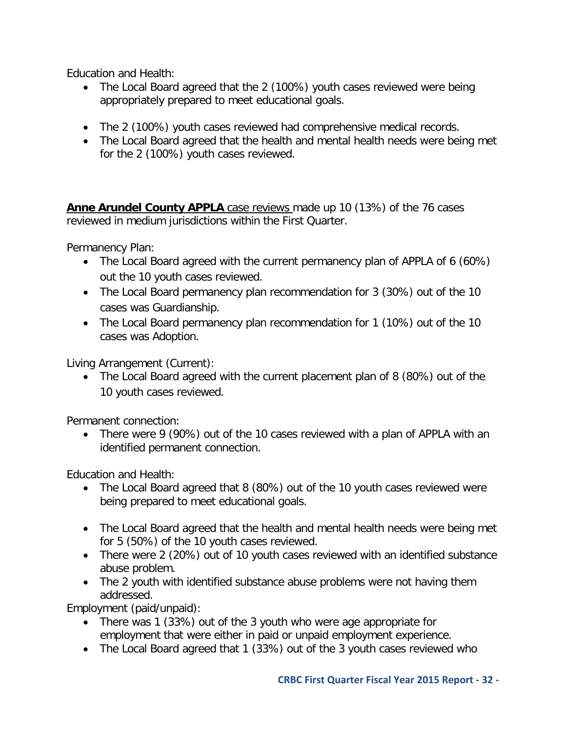Education and Health:

- The Local Board agreed that the 2 (100%) youth cases reviewed were being appropriately prepared to meet educational goals.
- The 2 (100%) youth cases reviewed had comprehensive medical records.
- The Local Board agreed that the health and mental health needs were being met for the 2 (100%) youth cases reviewed.

**Anne Arundel County APPLA** case reviews made up 10 (13%) of the 76 cases reviewed in medium jurisdictions within the First Quarter.

Permanency Plan:

- The Local Board agreed with the current permanency plan of APPLA of 6 (60%) out the 10 youth cases reviewed.
- The Local Board permanency plan recommendation for 3 (30%) out of the 10 cases was Guardianship.
- The Local Board permanency plan recommendation for 1 (10%) out of the 10 cases was Adoption.

Living Arrangement (Current):

- The Local Board agreed with the current placement plan of 8 (80%) out of the 10 youth cases reviewed.

Permanent connection:

- There were 9 (90%) out of the 10 cases reviewed with a plan of APPLA with an identified permanent connection.

Education and Health:

- The Local Board agreed that 8 (80%) out of the 10 youth cases reviewed were being prepared to meet educational goals.
- The Local Board agreed that the health and mental health needs were being met for 5 (50%) of the 10 youth cases reviewed.
- There were 2 (20%) out of 10 youth cases reviewed with an identified substance abuse problem.
- The 2 youth with identified substance abuse problems were not having them addressed.

Employment (paid/unpaid):

- There was 1 (33%) out of the 3 youth who were age appropriate for employment that were either in paid or unpaid employment experience.
- The Local Board agreed that 1 (33%) out of the 3 youth cases reviewed who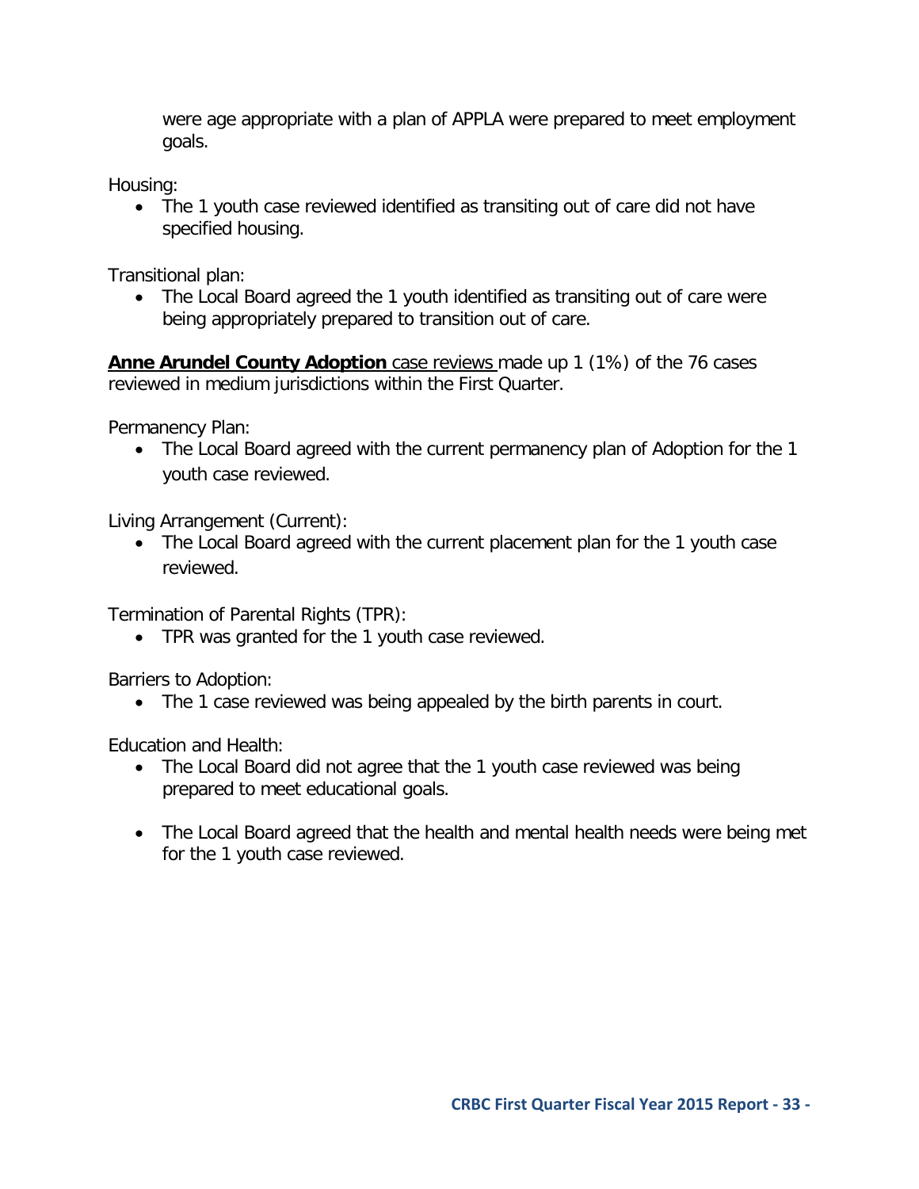were age appropriate with a plan of APPLA were prepared to meet employment goals.

Housing:

- The 1 youth case reviewed identified as transiting out of care did not have specified housing.

Transitional plan:

- The Local Board agreed the 1 youth identified as transiting out of care were being appropriately prepared to transition out of care.

**Anne Arundel County Adoption** case reviews made up 1 (1%) of the 76 cases reviewed in medium jurisdictions within the First Quarter.

Permanency Plan:

- The Local Board agreed with the current permanency plan of Adoption for the 1 youth case reviewed.

Living Arrangement (Current):

- The Local Board agreed with the current placement plan for the 1 youth case reviewed.

Termination of Parental Rights (TPR):

- TPR was granted for the 1 youth case reviewed.

Barriers to Adoption:

- The 1 case reviewed was being appealed by the birth parents in court.

Education and Health:

- The Local Board did not agree that the 1 youth case reviewed was being prepared to meet educational goals.

- The Local Board agreed that the health and mental health needs were being met for the 1 youth case reviewed.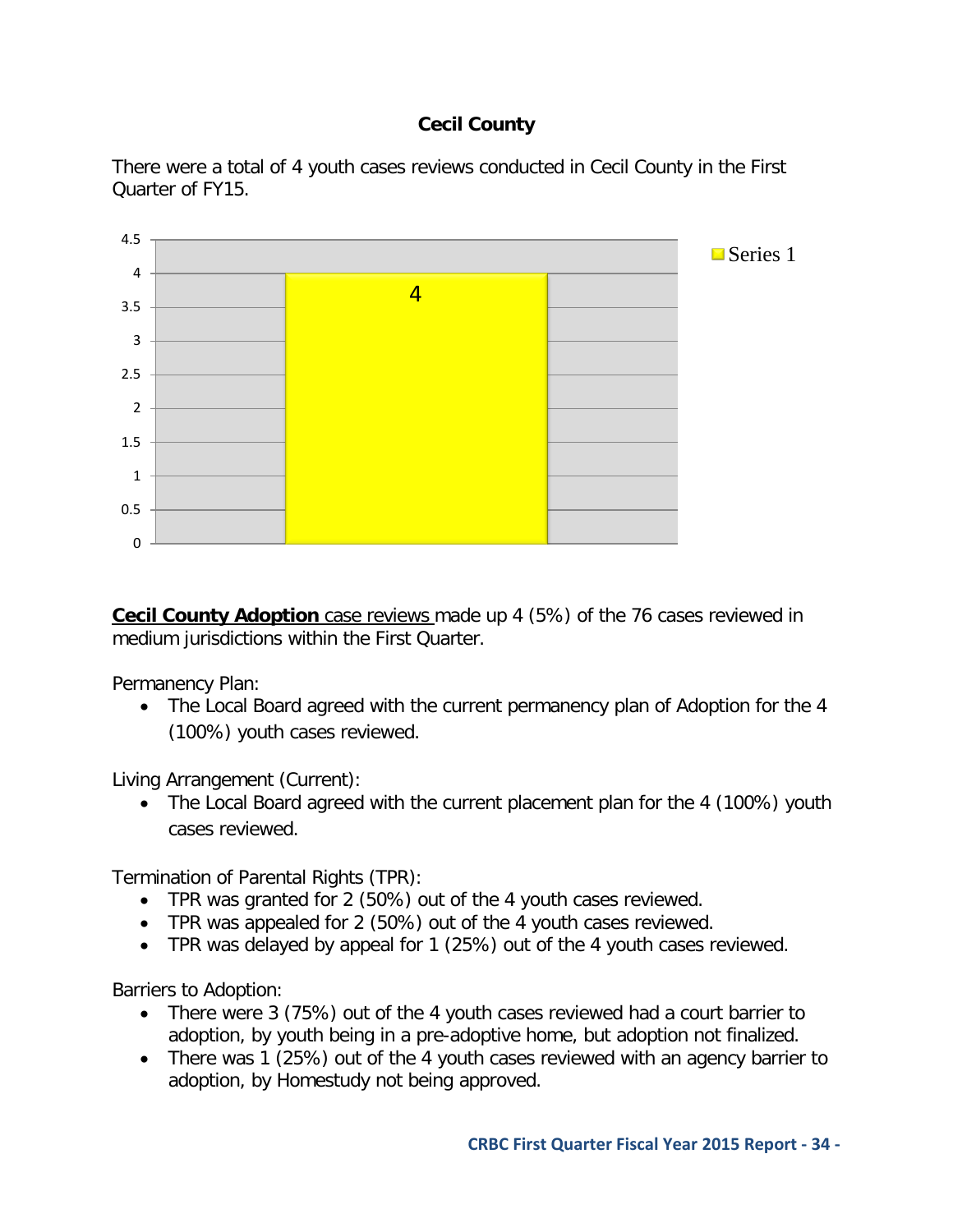## Cecil County

There were a total of 4 youth cases reviews conducted in Cecil County in the First Quarter of FY15.

**<u>Cecil County Adoption</u>** <u>case reviews</u> made up 4 (5%) of the 76 cases reviewed in medium jurisdictions within the First Quarter.

Permanency Plan:

- The Local Board agreed with the current permanency plan of Adoption for the 4 (100%) youth cases reviewed.

Living Arrangement (Current):

- The Local Board agreed with the current placement plan for the 4 (100%) youth cases reviewed.

Termination of Parental Rights (TPR):

- TPR was granted for 2 (50%) out of the 4 youth cases reviewed.
- TPR was appealed for 2 (50%) out of the 4 youth cases reviewed.
- TPR was delayed by appeal for 1 (25%) out of the 4 youth cases reviewed.

Barriers to Adoption:

- There were 3 (75%) out of the 4 youth cases reviewed had a court barrier to adoption, by youth being in a pre-adoptive home, but adoption not finalized.
- There was 1 (25%) out of the 4 youth cases reviewed with an agency barrier to adoption, by Homestudy not being approved.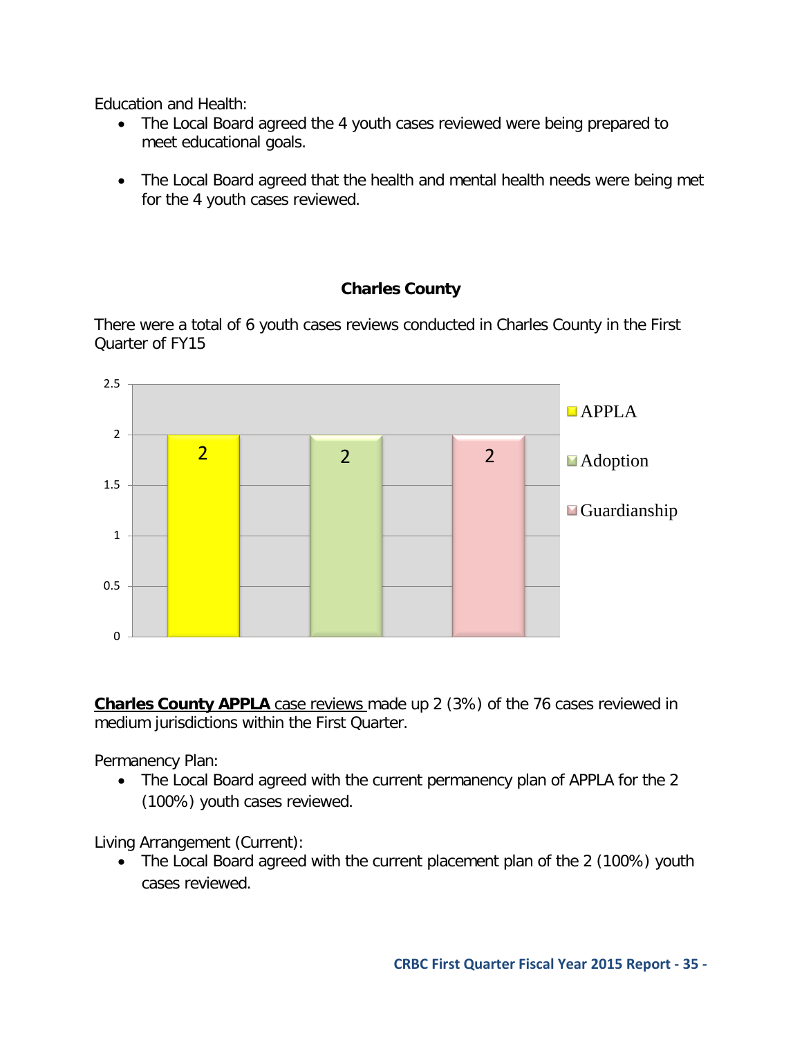Education and Health:

- The Local Board agreed the 4 youth cases reviewed were being prepared to meet educational goals.

- The Local Board agreed that the health and mental health needs were being met for the 4 youth cases reviewed.

## Charles County

There were a total of 6 youth cases reviews conducted in Charles County in the First Quarter of FY15

| Permanency Plan | Cases |
|---|---|
| APPLA | 2 |
| Adoption | 2 |
| Guardianship | 2 |

**Charles County APPLA** case reviews made up 2 (3%) of the 76 cases reviewed in medium jurisdictions within the First Quarter.

Permanency Plan:

- The Local Board agreed with the current permanency plan of APPLA for the 2 (100%) youth cases reviewed.

Living Arrangement (Current):

- The Local Board agreed with the current placement plan of the 2 (100%) youth cases reviewed.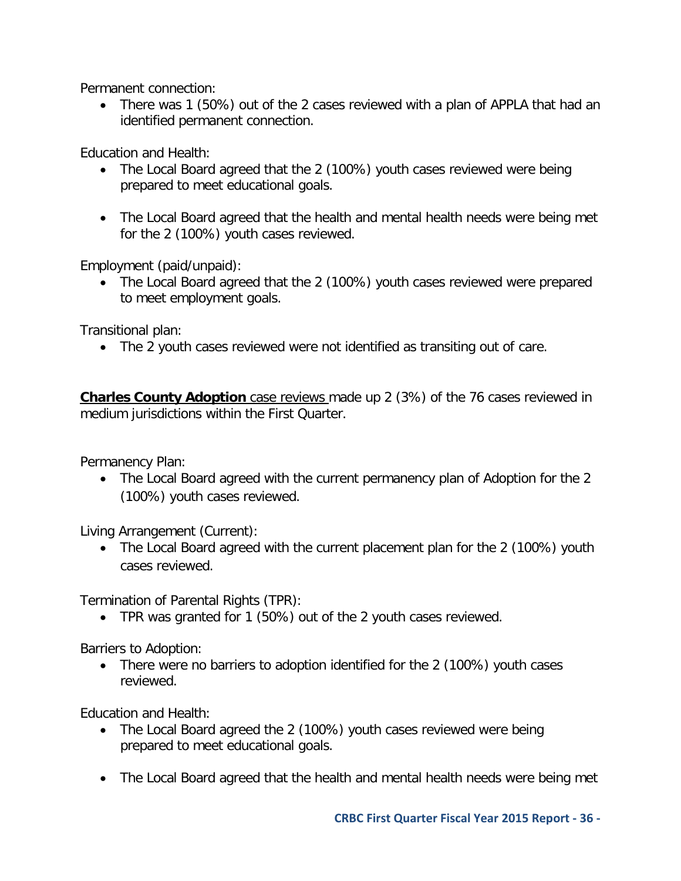Permanent connection:

- There was 1 (50%) out of the 2 cases reviewed with a plan of APPLA that had an identified permanent connection.

Education and Health:

- The Local Board agreed that the 2 (100%) youth cases reviewed were being prepared to meet educational goals.

- The Local Board agreed that the health and mental health needs were being met for the 2 (100%) youth cases reviewed.

Employment (paid/unpaid):

- The Local Board agreed that the 2 (100%) youth cases reviewed were prepared to meet employment goals.

Transitional plan:

- The 2 youth cases reviewed were not identified as transiting out of care.

**Charles County Adoption** case reviews made up 2 (3%) of the 76 cases reviewed in medium jurisdictions within the First Quarter.

Permanency Plan:

- The Local Board agreed with the current permanency plan of Adoption for the 2 (100%) youth cases reviewed.

Living Arrangement (Current):

- The Local Board agreed with the current placement plan for the 2 (100%) youth cases reviewed.

Termination of Parental Rights (TPR):

- TPR was granted for 1 (50%) out of the 2 youth cases reviewed.

Barriers to Adoption:

- There were no barriers to adoption identified for the 2 (100%) youth cases reviewed.

Education and Health:

- The Local Board agreed the 2 (100%) youth cases reviewed were being prepared to meet educational goals.

- The Local Board agreed that the health and mental health needs were being met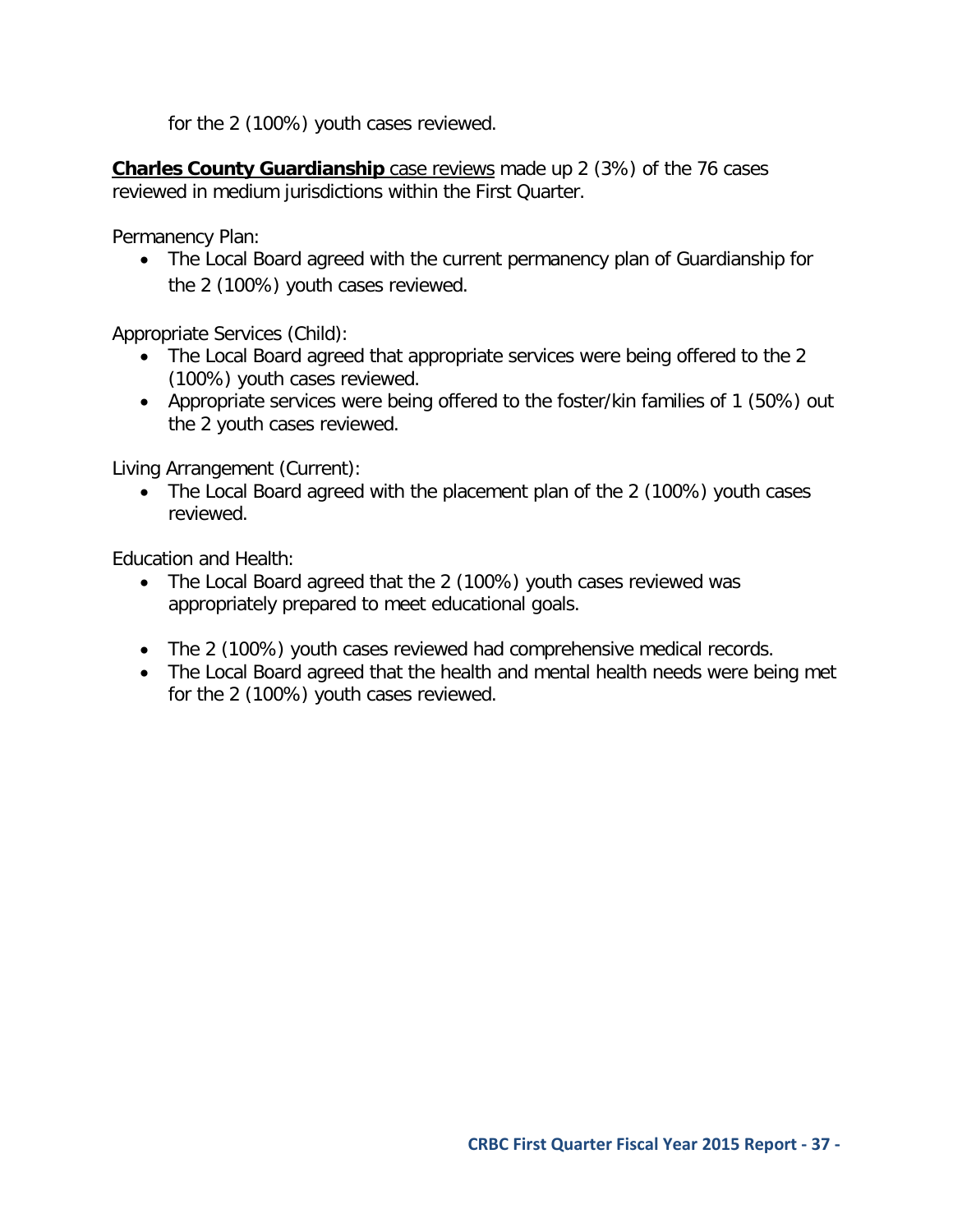for the 2 (100%) youth cases reviewed.

**Charles County Guardianship** case reviews made up 2 (3%) of the 76 cases reviewed in medium jurisdictions within the First Quarter.

Permanency Plan:

- The Local Board agreed with the current permanency plan of Guardianship for the 2 (100%) youth cases reviewed.

Appropriate Services (Child):

- The Local Board agreed that appropriate services were being offered to the 2 (100%) youth cases reviewed.
- Appropriate services were being offered to the foster/kin families of 1 (50%) out the 2 youth cases reviewed.

Living Arrangement (Current):

- The Local Board agreed with the placement plan of the 2 (100%) youth cases reviewed.

Education and Health:

- The Local Board agreed that the 2 (100%) youth cases reviewed was appropriately prepared to meet educational goals.
- The 2 (100%) youth cases reviewed had comprehensive medical records.
- The Local Board agreed that the health and mental health needs were being met for the 2 (100%) youth cases reviewed.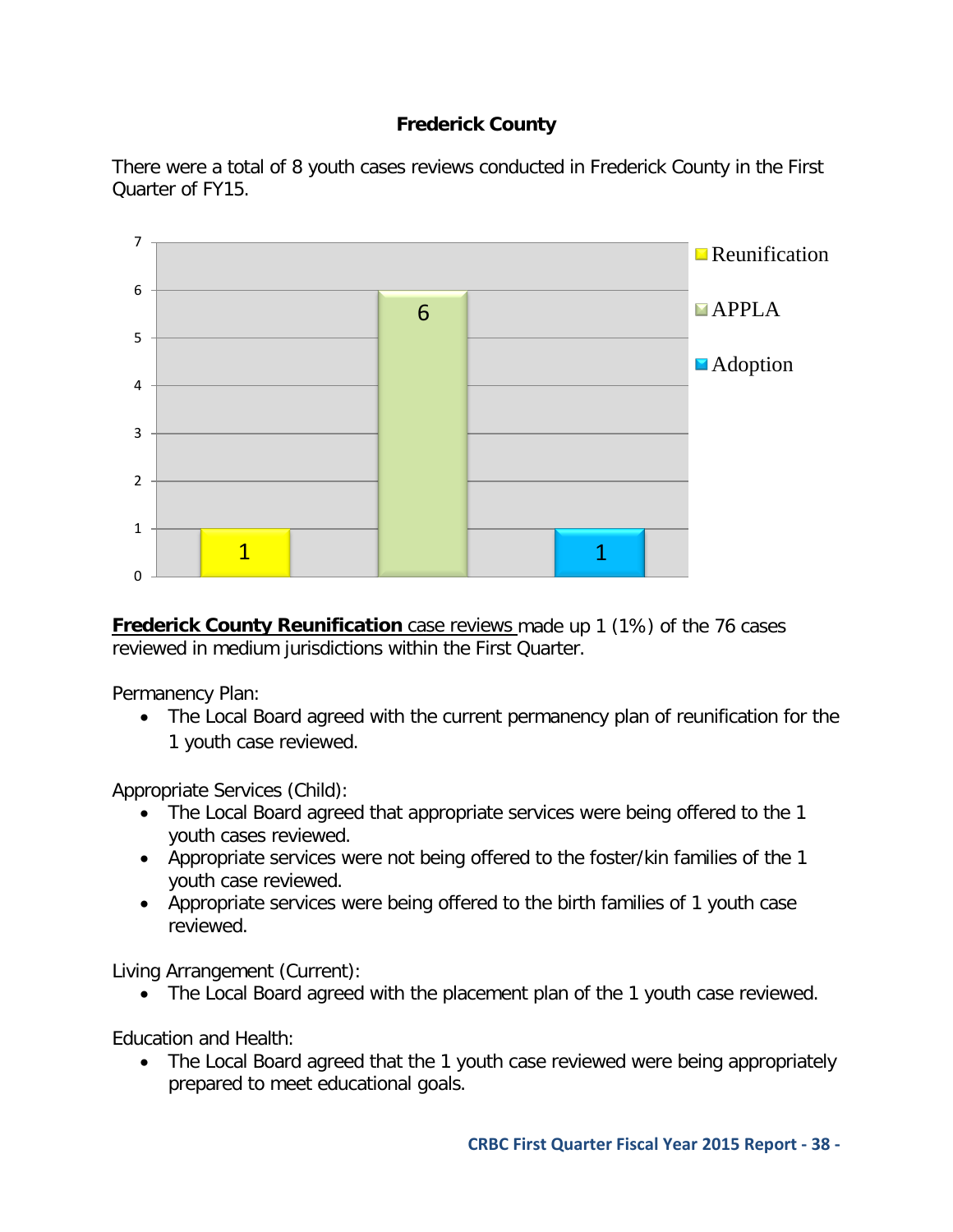**Frederick County**

There were a total of 8 youth cases reviews conducted in Frederick County in the First Quarter of FY15.

| | Reunification | APPLA | Adoption |
|---|---|---|---|
| Cases | 1 | 6 | 1 |

**Frederick County Reunification** case reviews made up 1 (1%) of the 76 cases reviewed in medium jurisdictions within the First Quarter.

Permanency Plan:

- The Local Board agreed with the current permanency plan of reunification for the 1 youth case reviewed.

Appropriate Services (Child):

- The Local Board agreed that appropriate services were being offered to the 1 youth cases reviewed.
- Appropriate services were not being offered to the foster/kin families of the 1 youth case reviewed.
- Appropriate services were being offered to the birth families of 1 youth case reviewed.

Living Arrangement (Current):

- The Local Board agreed with the placement plan of the 1 youth case reviewed.

Education and Health:

- The Local Board agreed that the 1 youth case reviewed were being appropriately prepared to meet educational goals.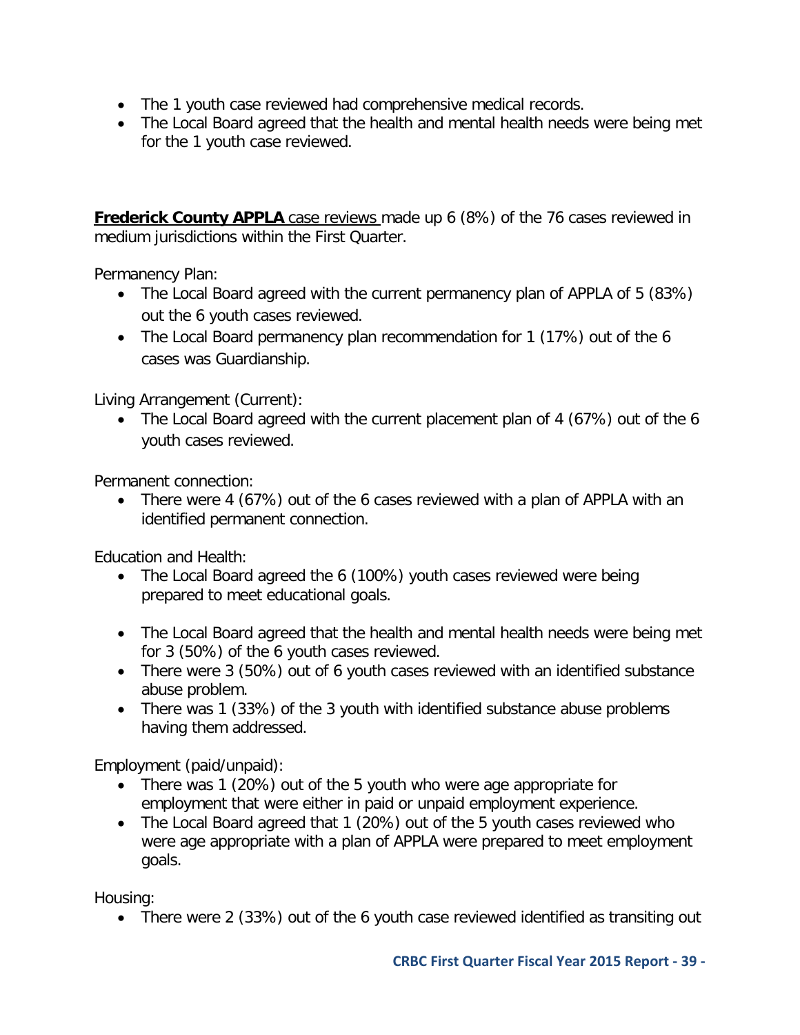- The 1 youth case reviewed had comprehensive medical records.
- The Local Board agreed that the health and mental health needs were being met for the 1 youth case reviewed.

**Frederick County APPLA** case reviews made up 6 (8%) of the 76 cases reviewed in medium jurisdictions within the First Quarter.

Permanency Plan:

- The Local Board agreed with the current permanency plan of APPLA of 5 (83%) out the 6 youth cases reviewed.
- The Local Board permanency plan recommendation for 1 (17%) out of the 6 cases was Guardianship.

Living Arrangement (Current):

- The Local Board agreed with the current placement plan of 4 (67%) out of the 6 youth cases reviewed.

Permanent connection:

- There were 4 (67%) out of the 6 cases reviewed with a plan of APPLA with an identified permanent connection.

Education and Health:

- The Local Board agreed the 6 (100%) youth cases reviewed were being prepared to meet educational goals.

- The Local Board agreed that the health and mental health needs were being met for 3 (50%) of the 6 youth cases reviewed.
- There were 3 (50%) out of 6 youth cases reviewed with an identified substance abuse problem.
- There was 1 (33%) of the 3 youth with identified substance abuse problems having them addressed.

Employment (paid/unpaid):

- There was 1 (20%) out of the 5 youth who were age appropriate for employment that were either in paid or unpaid employment experience.
- The Local Board agreed that 1 (20%) out of the 5 youth cases reviewed who were age appropriate with a plan of APPLA were prepared to meet employment goals.

Housing:

- There were 2 (33%) out of the 6 youth case reviewed identified as transiting out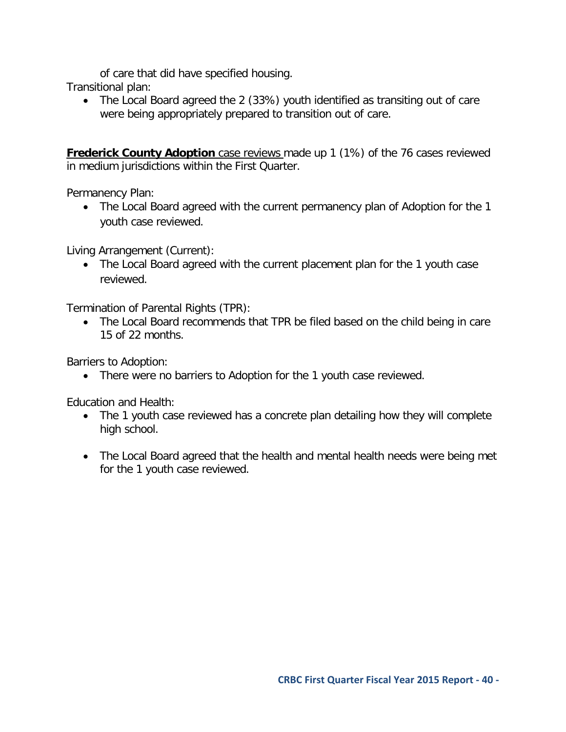of care that did have specified housing.

Transitional plan:

- The Local Board agreed the 2 (33%) youth identified as transiting out of care were being appropriately prepared to transition out of care.

**Frederick County Adoption** case reviews made up 1 (1%) of the 76 cases reviewed in medium jurisdictions within the First Quarter.

Permanency Plan:

- The Local Board agreed with the current permanency plan of Adoption for the 1 youth case reviewed.

Living Arrangement (Current):

- The Local Board agreed with the current placement plan for the 1 youth case reviewed.

Termination of Parental Rights (TPR):

- The Local Board recommends that TPR be filed based on the child being in care 15 of 22 months.

Barriers to Adoption:

- There were no barriers to Adoption for the 1 youth case reviewed.

Education and Health:

- The 1 youth case reviewed has a concrete plan detailing how they will complete high school.

- The Local Board agreed that the health and mental health needs were being met for the 1 youth case reviewed.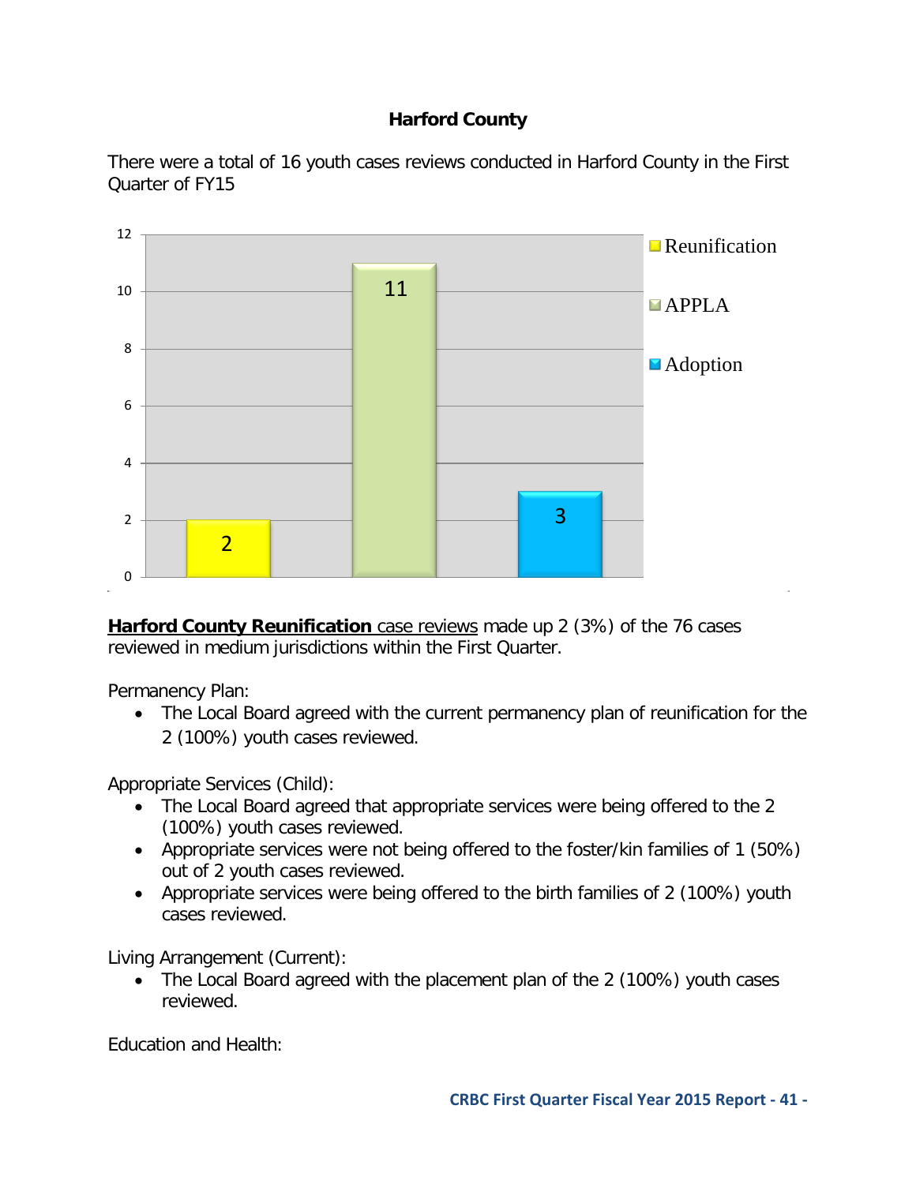**Harford County**

There were a total of 16 youth cases reviews conducted in Harford County in the First Quarter of FY15

| Permanency Plan | Cases |
|---|---|
| Reunification | 2 |
| APPLA | 11 |
| Adoption | 3 |

**Harford County Reunification** case reviews made up 2 (3%) of the 76 cases reviewed in medium jurisdictions within the First Quarter.

Permanency Plan:

- The Local Board agreed with the current permanency plan of reunification for the 2 (100%) youth cases reviewed.

Appropriate Services (Child):

- The Local Board agreed that appropriate services were being offered to the 2 (100%) youth cases reviewed.
- Appropriate services were not being offered to the foster/kin families of 1 (50%) out of 2 youth cases reviewed.
- Appropriate services were being offered to the birth families of 2 (100%) youth cases reviewed.

Living Arrangement (Current):

- The Local Board agreed with the placement plan of the 2 (100%) youth cases reviewed.

Education and Health: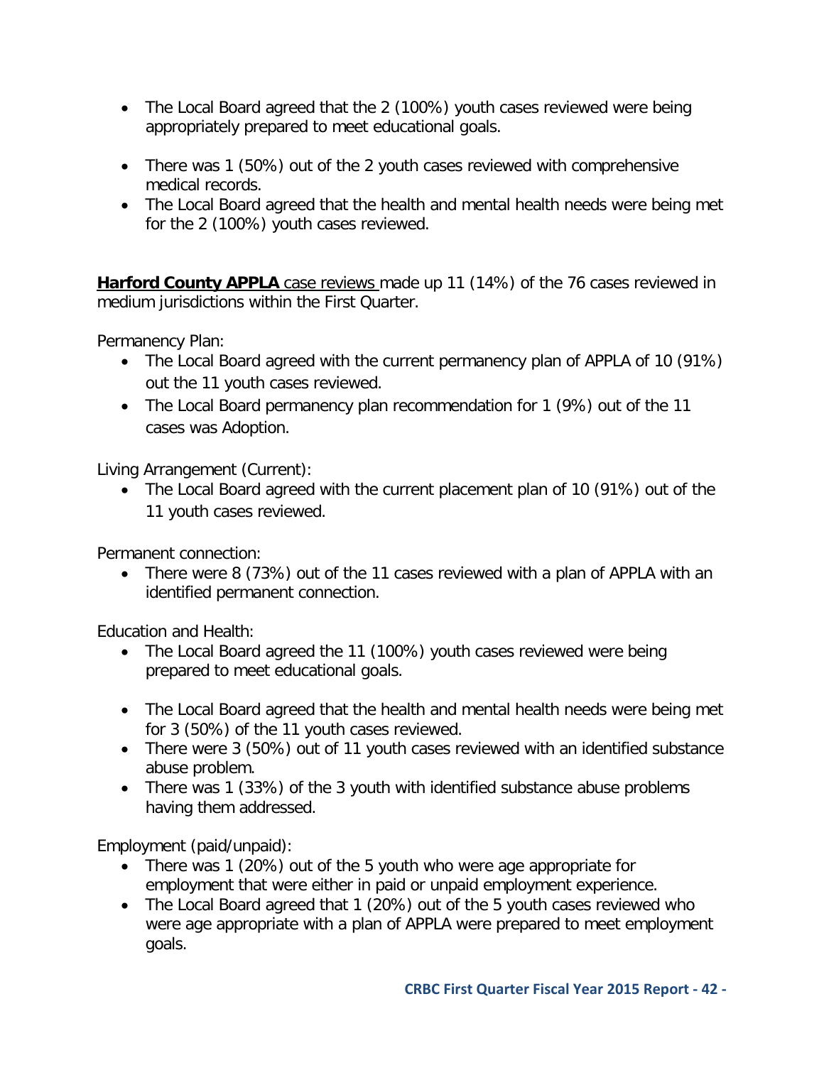- The Local Board agreed that the 2 (100%) youth cases reviewed were being appropriately prepared to meet educational goals.

- There was 1 (50%) out of the 2 youth cases reviewed with comprehensive medical records.
- The Local Board agreed that the health and mental health needs were being met for the 2 (100%) youth cases reviewed.

**Harford County APPLA** case reviews made up 11 (14%) of the 76 cases reviewed in medium jurisdictions within the First Quarter.

Permanency Plan:

- The Local Board agreed with the current permanency plan of APPLA of 10 (91%) out the 11 youth cases reviewed.
- The Local Board permanency plan recommendation for 1 (9%) out of the 11 cases was Adoption.

Living Arrangement (Current):

- The Local Board agreed with the current placement plan of 10 (91%) out of the 11 youth cases reviewed.

Permanent connection:

- There were 8 (73%) out of the 11 cases reviewed with a plan of APPLA with an identified permanent connection.

Education and Health:

- The Local Board agreed the 11 (100%) youth cases reviewed were being prepared to meet educational goals.

- The Local Board agreed that the health and mental health needs were being met for 3 (50%) of the 11 youth cases reviewed.
- There were 3 (50%) out of 11 youth cases reviewed with an identified substance abuse problem.
- There was 1 (33%) of the 3 youth with identified substance abuse problems having them addressed.

Employment (paid/unpaid):

- There was 1 (20%) out of the 5 youth who were age appropriate for employment that were either in paid or unpaid employment experience.
- The Local Board agreed that 1 (20%) out of the 5 youth cases reviewed who were age appropriate with a plan of APPLA were prepared to meet employment goals.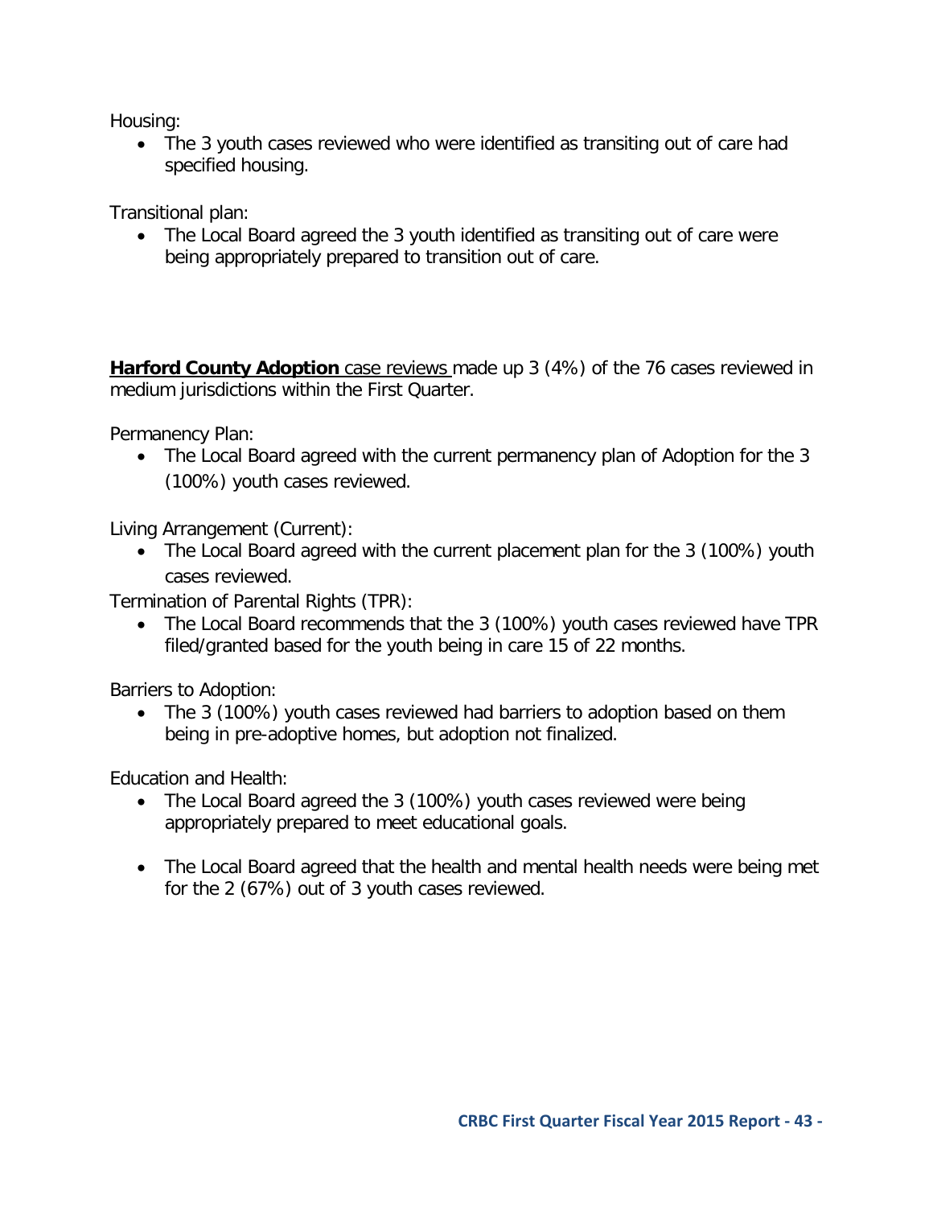Housing:

- The 3 youth cases reviewed who were identified as transiting out of care had specified housing.

Transitional plan:

- The Local Board agreed the 3 youth identified as transiting out of care were being appropriately prepared to transition out of care.

**Harford County Adoption** case reviews made up 3 (4%) of the 76 cases reviewed in medium jurisdictions within the First Quarter.

Permanency Plan:

- The Local Board agreed with the current permanency plan of Adoption for the 3 (100%) youth cases reviewed.

Living Arrangement (Current):

- The Local Board agreed with the current placement plan for the 3 (100%) youth cases reviewed.

Termination of Parental Rights (TPR):

- The Local Board recommends that the 3 (100%) youth cases reviewed have TPR filed/granted based for the youth being in care 15 of 22 months.

Barriers to Adoption:

- The 3 (100%) youth cases reviewed had barriers to adoption based on them being in pre-adoptive homes, but adoption not finalized.

Education and Health:

- The Local Board agreed the 3 (100%) youth cases reviewed were being appropriately prepared to meet educational goals.

- The Local Board agreed that the health and mental health needs were being met for the 2 (67%) out of 3 youth cases reviewed.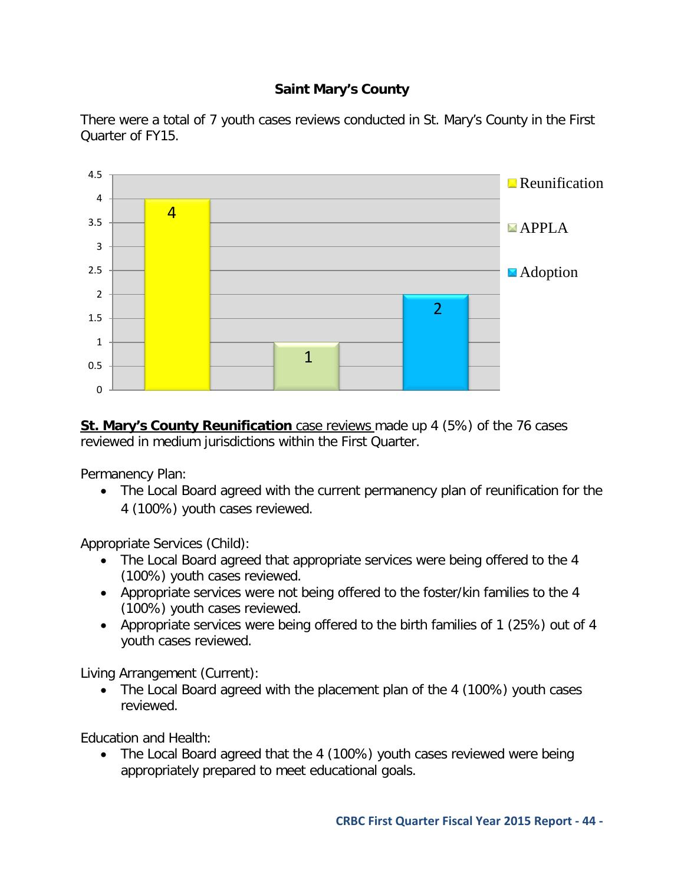## Saint Mary's County

There were a total of 7 youth cases reviews conducted in St. Mary's County in the First Quarter of FY15.

| | Count |
|---|---|
| Reunification | 4 |
| APPLA | 1 |
| Adoption | 2 |

**St. Mary's County Reunification** case reviews made up 4 (5%) of the 76 cases reviewed in medium jurisdictions within the First Quarter.

Permanency Plan:

- The Local Board agreed with the current permanency plan of reunification for the 4 (100%) youth cases reviewed.

Appropriate Services (Child):

- The Local Board agreed that appropriate services were being offered to the 4 (100%) youth cases reviewed.
- Appropriate services were not being offered to the foster/kin families to the 4 (100%) youth cases reviewed.
- Appropriate services were being offered to the birth families of 1 (25%) out of 4 youth cases reviewed.

Living Arrangement (Current):

- The Local Board agreed with the placement plan of the 4 (100%) youth cases reviewed.

Education and Health:

- The Local Board agreed that the 4 (100%) youth cases reviewed were being appropriately prepared to meet educational goals.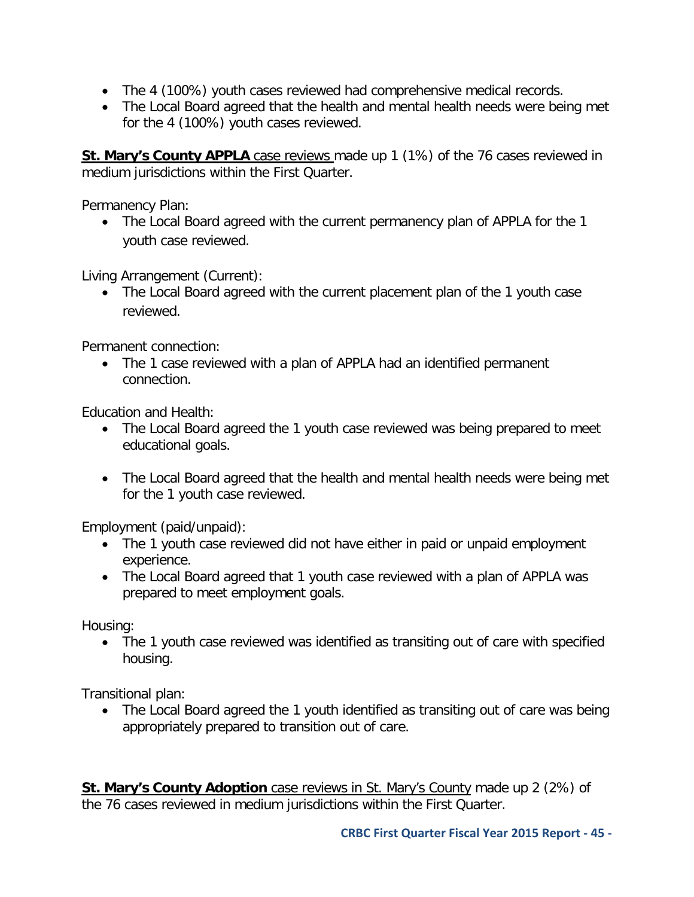- The 4 (100%) youth cases reviewed had comprehensive medical records.
- The Local Board agreed that the health and mental health needs were being met for the 4 (100%) youth cases reviewed.

**St. Mary's County APPLA** case reviews made up 1 (1%) of the 76 cases reviewed in medium jurisdictions within the First Quarter.

Permanency Plan:

- The Local Board agreed with the current permanency plan of APPLA for the 1 youth case reviewed.

Living Arrangement (Current):

- The Local Board agreed with the current placement plan of the 1 youth case reviewed.

Permanent connection:

- The 1 case reviewed with a plan of APPLA had an identified permanent connection.

Education and Health:

- The Local Board agreed the 1 youth case reviewed was being prepared to meet educational goals.

- The Local Board agreed that the health and mental health needs were being met for the 1 youth case reviewed.

Employment (paid/unpaid):

- The 1 youth case reviewed did not have either in paid or unpaid employment experience.
- The Local Board agreed that 1 youth case reviewed with a plan of APPLA was prepared to meet employment goals.

Housing:

- The 1 youth case reviewed was identified as transiting out of care with specified housing.

Transitional plan:

- The Local Board agreed the 1 youth identified as transiting out of care was being appropriately prepared to transition out of care.

**St. Mary's County Adoption** case reviews in St. Mary's County made up 2 (2%) of the 76 cases reviewed in medium jurisdictions within the First Quarter.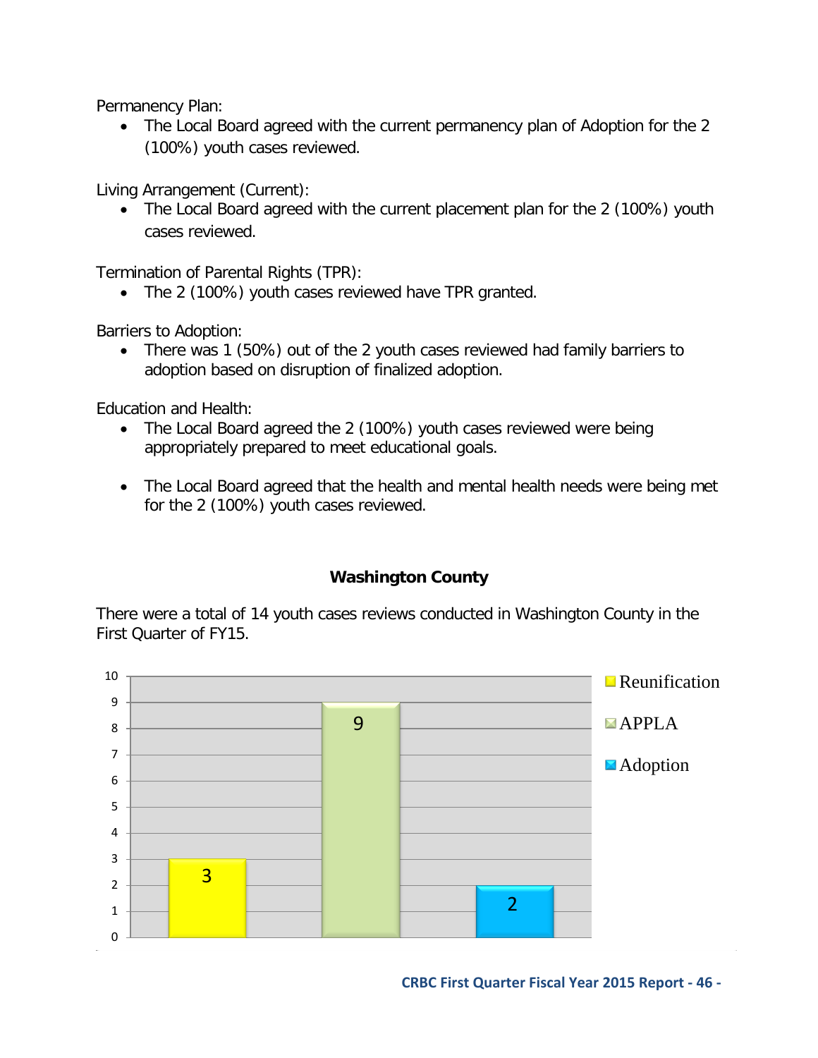Permanency Plan:

- The Local Board agreed with the current permanency plan of Adoption for the 2 (100%) youth cases reviewed.

Living Arrangement (Current):

- The Local Board agreed with the current placement plan for the 2 (100%) youth cases reviewed.

Termination of Parental Rights (TPR):

- The 2 (100%) youth cases reviewed have TPR granted.

Barriers to Adoption:

- There was 1 (50%) out of the 2 youth cases reviewed had family barriers to adoption based on disruption of finalized adoption.

Education and Health:

- The Local Board agreed the 2 (100%) youth cases reviewed were being appropriately prepared to meet educational goals.

- The Local Board agreed that the health and mental health needs were being met for the 2 (100%) youth cases reviewed.

## Washington County

There were a total of 14 youth cases reviews conducted in Washington County in the First Quarter of FY15.

| Reunification | APPLA | Adoption |
|---|---|---|
| 3 | 9 | 2 |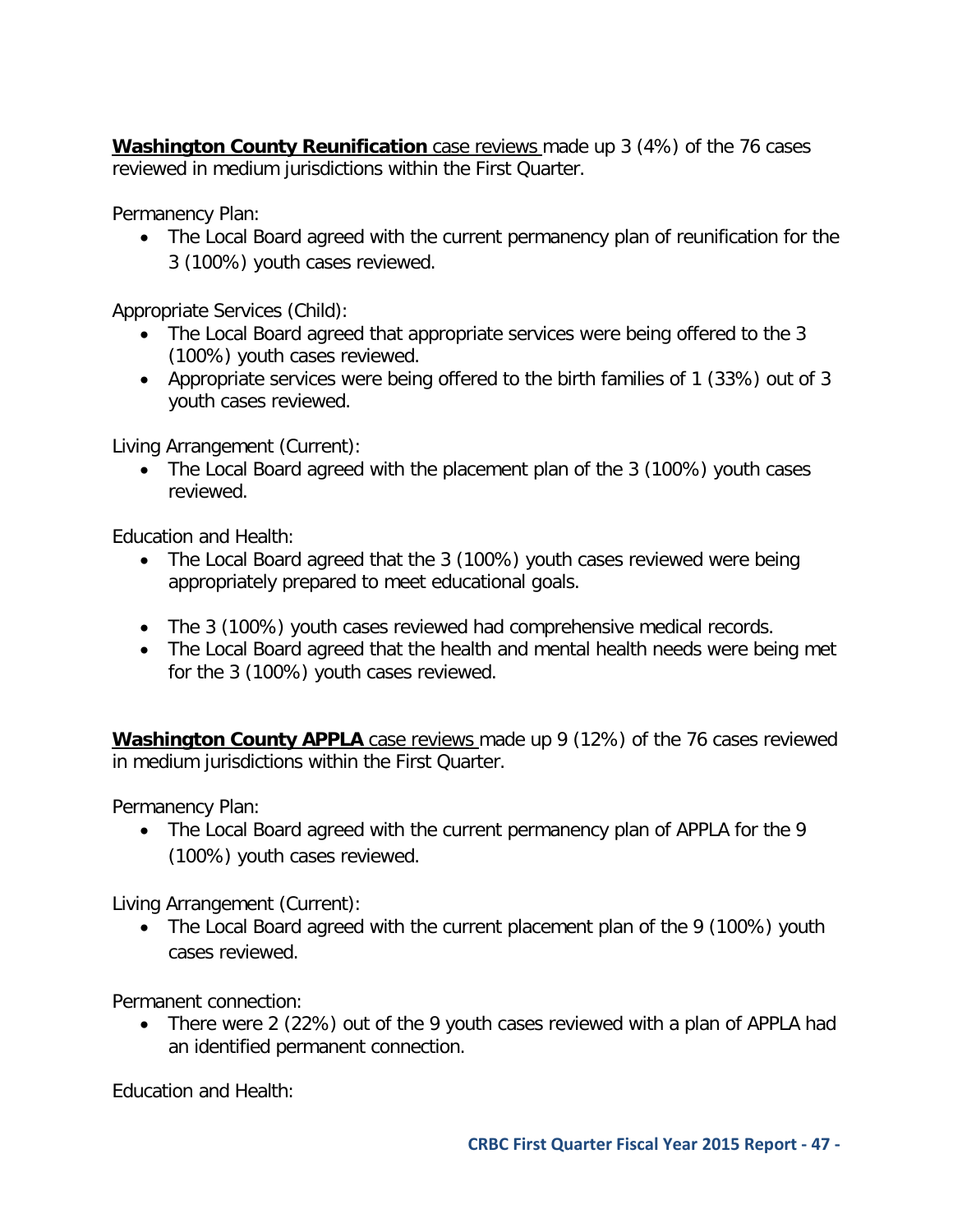**<u>Washington County Reunification</u>** <u>case reviews</u> made up 3 (4%) of the 76 cases reviewed in medium jurisdictions within the First Quarter.

Permanency Plan:

- The Local Board agreed with the current permanency plan of reunification for the 3 (100%) youth cases reviewed.

Appropriate Services (Child):

- The Local Board agreed that appropriate services were being offered to the 3 (100%) youth cases reviewed.
- Appropriate services were being offered to the birth families of 1 (33%) out of 3 youth cases reviewed.

Living Arrangement (Current):

- The Local Board agreed with the placement plan of the 3 (100%) youth cases reviewed.

Education and Health:

- The Local Board agreed that the 3 (100%) youth cases reviewed were being appropriately prepared to meet educational goals.
- The 3 (100%) youth cases reviewed had comprehensive medical records.
- The Local Board agreed that the health and mental health needs were being met for the 3 (100%) youth cases reviewed.

**<u>Washington County APPLA</u>** <u>case reviews</u> made up 9 (12%) of the 76 cases reviewed in medium jurisdictions within the First Quarter.

Permanency Plan:

- The Local Board agreed with the current permanency plan of APPLA for the 9 (100%) youth cases reviewed.

Living Arrangement (Current):

- The Local Board agreed with the current placement plan of the 9 (100%) youth cases reviewed.

Permanent connection:

- There were 2 (22%) out of the 9 youth cases reviewed with a plan of APPLA had an identified permanent connection.

Education and Health: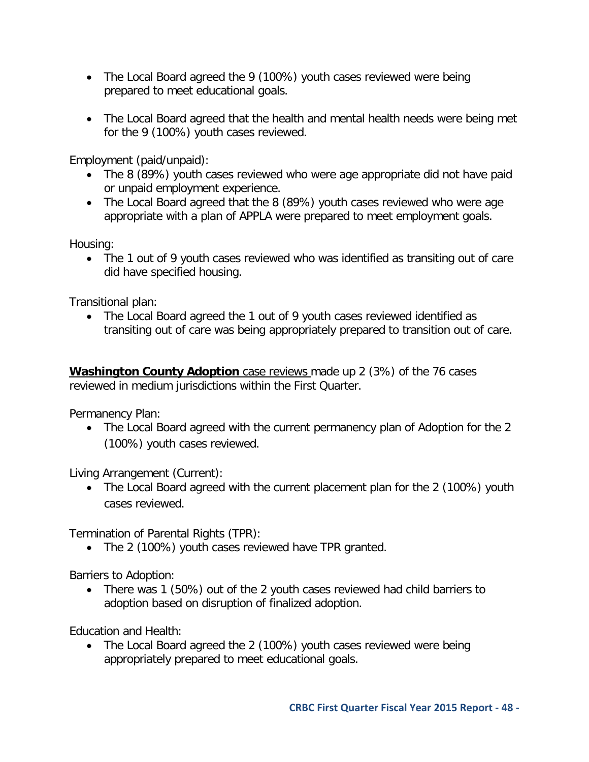- The Local Board agreed the 9 (100%) youth cases reviewed were being prepared to meet educational goals.

- The Local Board agreed that the health and mental health needs were being met for the 9 (100%) youth cases reviewed.

Employment (paid/unpaid):

- The 8 (89%) youth cases reviewed who were age appropriate did not have paid or unpaid employment experience.
- The Local Board agreed that the 8 (89%) youth cases reviewed who were age appropriate with a plan of APPLA were prepared to meet employment goals.

Housing:

- The 1 out of 9 youth cases reviewed who was identified as transiting out of care did have specified housing.

Transitional plan:

- The Local Board agreed the 1 out of 9 youth cases reviewed identified as transiting out of care was being appropriately prepared to transition out of care.

**Washington County Adoption** case reviews made up 2 (3%) of the 76 cases reviewed in medium jurisdictions within the First Quarter.

Permanency Plan:

- The Local Board agreed with the current permanency plan of Adoption for the 2 (100%) youth cases reviewed.

Living Arrangement (Current):

- The Local Board agreed with the current placement plan for the 2 (100%) youth cases reviewed.

Termination of Parental Rights (TPR):

- The 2 (100%) youth cases reviewed have TPR granted.

Barriers to Adoption:

- There was 1 (50%) out of the 2 youth cases reviewed had child barriers to adoption based on disruption of finalized adoption.

Education and Health:

- The Local Board agreed the 2 (100%) youth cases reviewed were being appropriately prepared to meet educational goals.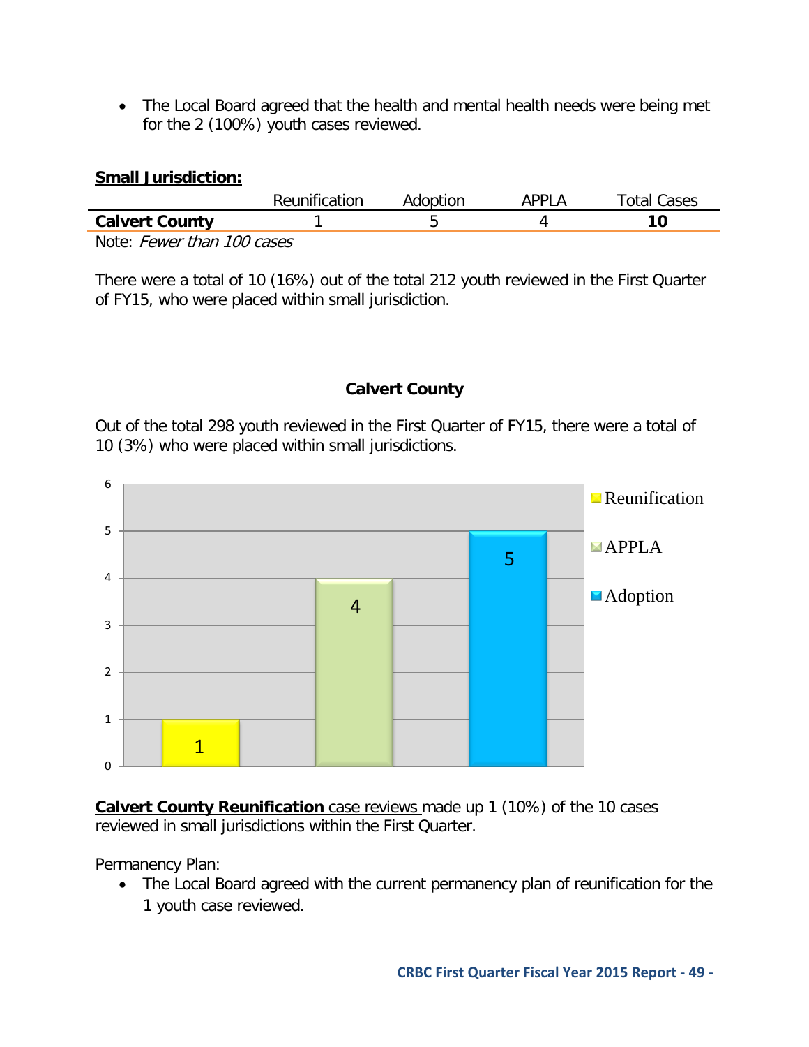- The Local Board agreed that the health and mental health needs were being met for the 2 (100%) youth cases reviewed.

**Small Jurisdiction:**

| | Reunification | Adoption | APPLA | Total Cases |
|---|---|---|---|---|
| **Calvert County** | 1 | 5 | 4 | **10** |

Note: *Fewer than 100 cases*

There were a total of 10 (16%) out of the total 212 youth reviewed in the First Quarter of FY15, who were placed within small jurisdiction.

**Calvert County**

Out of the total 298 youth reviewed in the First Quarter of FY15, there were a total of 10 (3%) who were placed within small jurisdictions.

**Calvert County Reunification** case reviews made up 1 (10%) of the 10 cases reviewed in small jurisdictions within the First Quarter.

Permanency Plan:

- The Local Board agreed with the current permanency plan of reunification for the 1 youth case reviewed.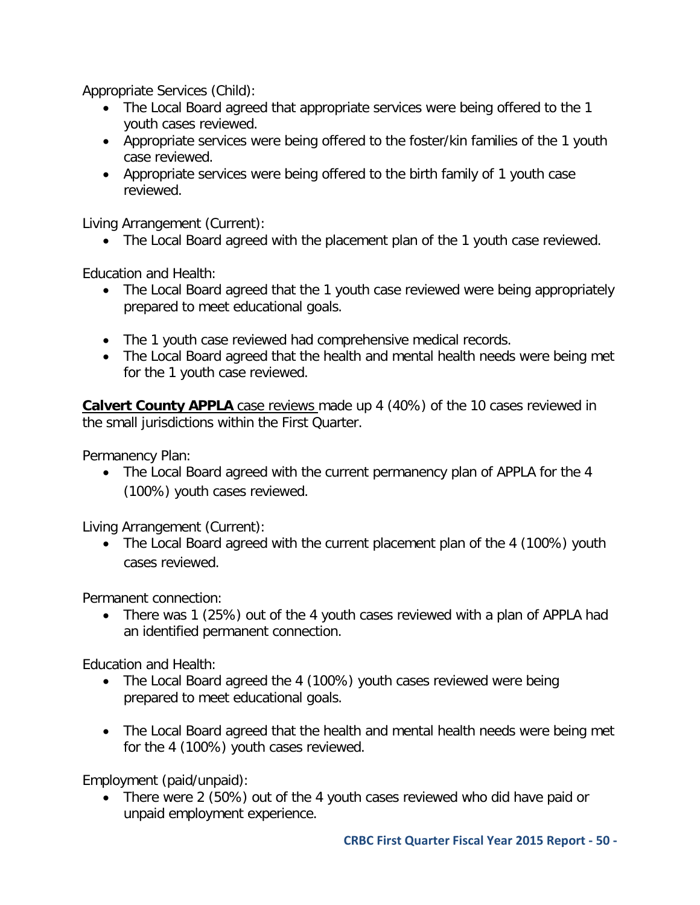Appropriate Services (Child):

- The Local Board agreed that appropriate services were being offered to the 1 youth cases reviewed.
- Appropriate services were being offered to the foster/kin families of the 1 youth case reviewed.
- Appropriate services were being offered to the birth family of 1 youth case reviewed.

Living Arrangement (Current):

- The Local Board agreed with the placement plan of the 1 youth case reviewed.

Education and Health:

- The Local Board agreed that the 1 youth case reviewed were being appropriately prepared to meet educational goals.
- The 1 youth case reviewed had comprehensive medical records.
- The Local Board agreed that the health and mental health needs were being met for the 1 youth case reviewed.

**Calvert County APPLA** case reviews made up 4 (40%) of the 10 cases reviewed in the small jurisdictions within the First Quarter.

Permanency Plan:

- The Local Board agreed with the current permanency plan of APPLA for the 4 (100%) youth cases reviewed.

Living Arrangement (Current):

- The Local Board agreed with the current placement plan of the 4 (100%) youth cases reviewed.

Permanent connection:

- There was 1 (25%) out of the 4 youth cases reviewed with a plan of APPLA had an identified permanent connection.

Education and Health:

- The Local Board agreed the 4 (100%) youth cases reviewed were being prepared to meet educational goals.
- The Local Board agreed that the health and mental health needs were being met for the 4 (100%) youth cases reviewed.

Employment (paid/unpaid):

- There were 2 (50%) out of the 4 youth cases reviewed who did have paid or unpaid employment experience.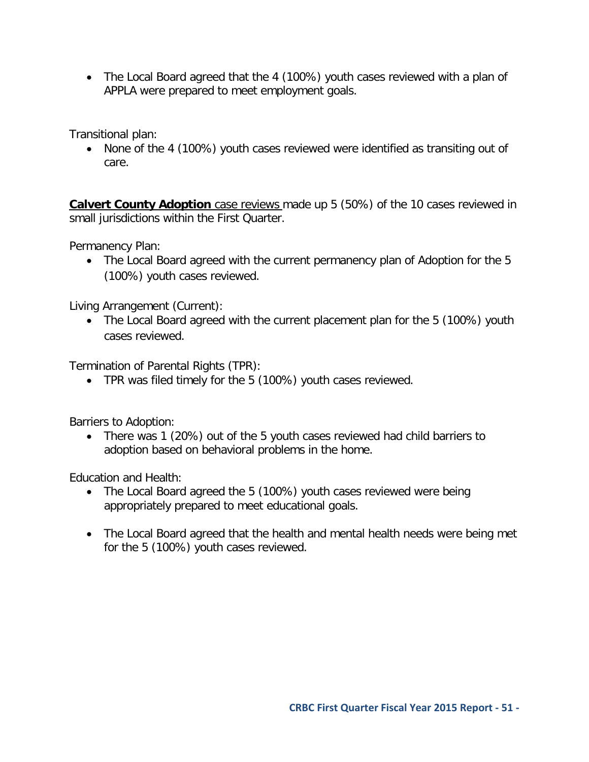- The Local Board agreed that the 4 (100%) youth cases reviewed with a plan of APPLA were prepared to meet employment goals.

Transitional plan:

- None of the 4 (100%) youth cases reviewed were identified as transiting out of care.

**Calvert County Adoption** case reviews made up 5 (50%) of the 10 cases reviewed in small jurisdictions within the First Quarter.

Permanency Plan:

- The Local Board agreed with the current permanency plan of Adoption for the 5 (100%) youth cases reviewed.

Living Arrangement (Current):

- The Local Board agreed with the current placement plan for the 5 (100%) youth cases reviewed.

Termination of Parental Rights (TPR):

- TPR was filed timely for the 5 (100%) youth cases reviewed.

Barriers to Adoption:

- There was 1 (20%) out of the 5 youth cases reviewed had child barriers to adoption based on behavioral problems in the home.

Education and Health:

- The Local Board agreed the 5 (100%) youth cases reviewed were being appropriately prepared to meet educational goals.

- The Local Board agreed that the health and mental health needs were being met for the 5 (100%) youth cases reviewed.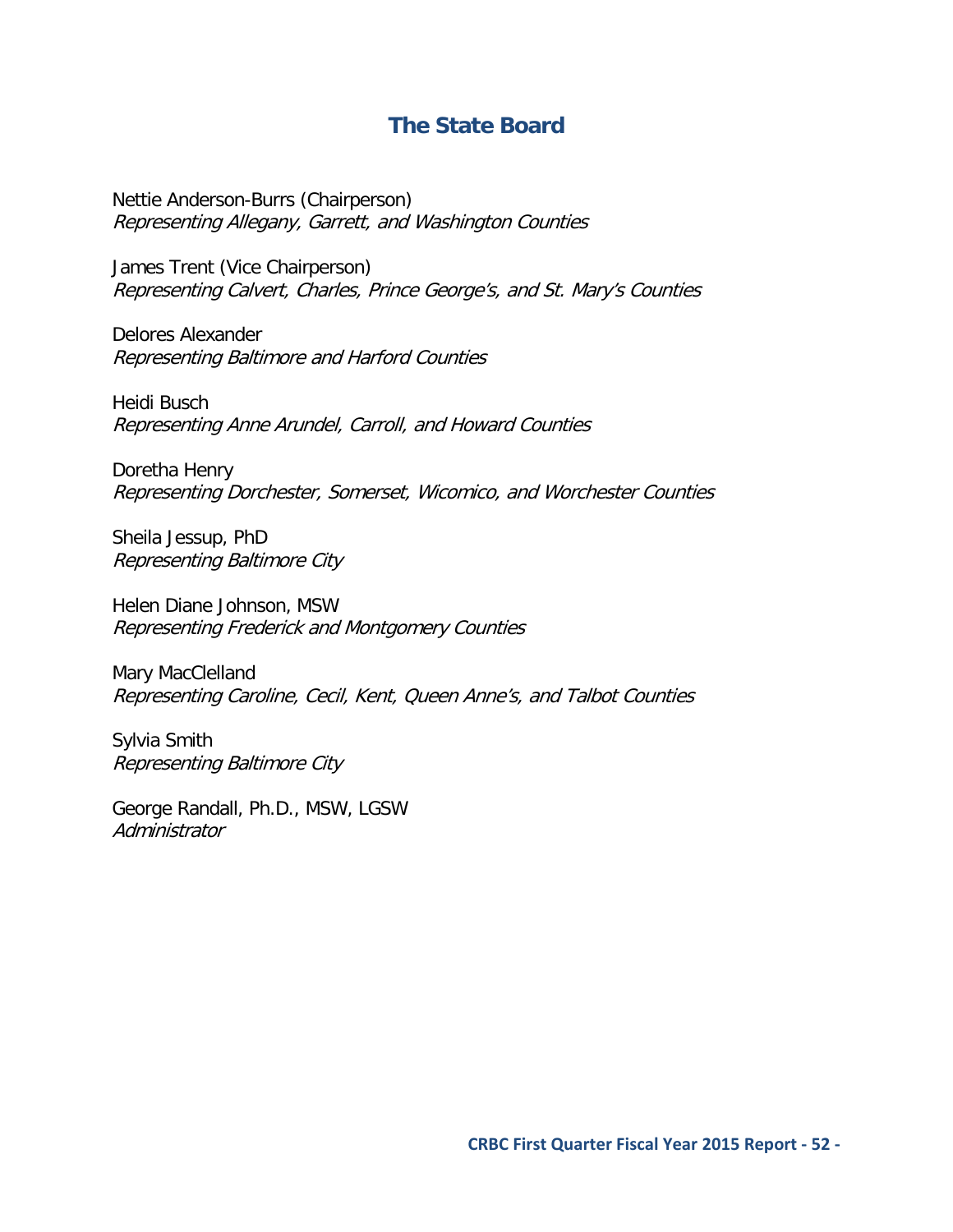## The State Board

Nettie Anderson-Burrs (Chairperson)
*Representing Allegany, Garrett, and Washington Counties*

James Trent (Vice Chairperson)
*Representing Calvert, Charles, Prince George's, and St. Mary's Counties*

Delores Alexander
*Representing Baltimore and Harford Counties*

Heidi Busch
*Representing Anne Arundel, Carroll, and Howard Counties*

Doretha Henry
*Representing Dorchester, Somerset, Wicomico, and Worchester Counties*

Sheila Jessup, PhD
*Representing Baltimore City*

Helen Diane Johnson, MSW
*Representing Frederick and Montgomery Counties*

Mary MacClelland
*Representing Caroline, Cecil, Kent, Queen Anne's, and Talbot Counties*

Sylvia Smith
*Representing Baltimore City*

George Randall, Ph.D., MSW, LGSW
*Administrator*